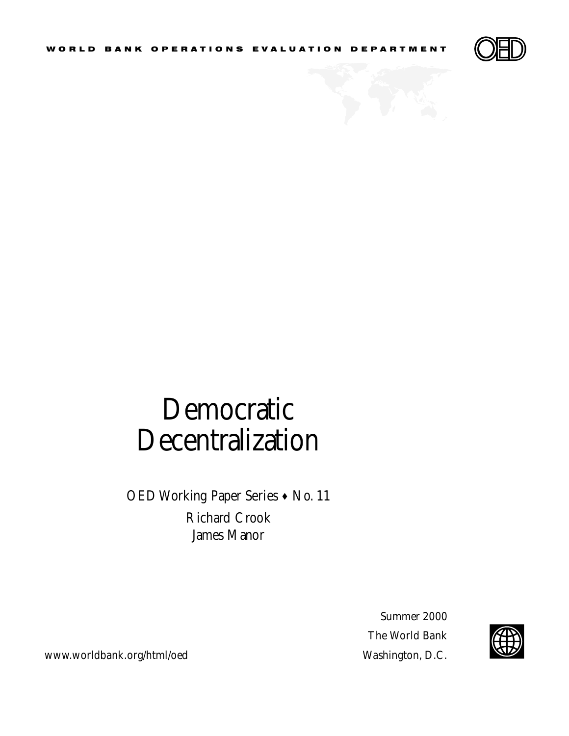WORLD BANK OPERATIONS EVALUATION DEPARTMENT

# Democratic Decentralization

OED Working Paper Series ♦ No. 11

Richard Crook

James Manor

Summer 2000

The World Bank

Washington, D.C.

www.worldbank.org/html/oed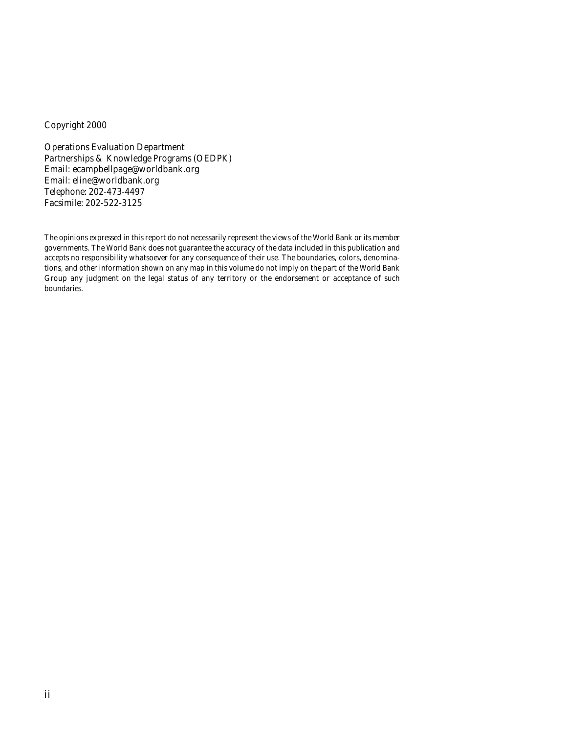Copyright 2000

Operations Evaluation Department
Partnerships & Knowledge Programs (OEDPK)
Email: ecampbellpage@worldbank.org
Email: eline@worldbank.org
Telephone: 202-473-4497
Facsimile: 202-522-3125

The opinions expressed in this report do not necessarily represent the views of the World Bank or its member governments. The World Bank does not guarantee the accuracy of the data included in this publication and accepts no responsibility whatsoever for any consequence of their use. The boundaries, colors, denominations, and other information shown on any map in this volume do not imply on the part of the World Bank Group any judgment on the legal status of any territory or the endorsement or acceptance of such boundaries.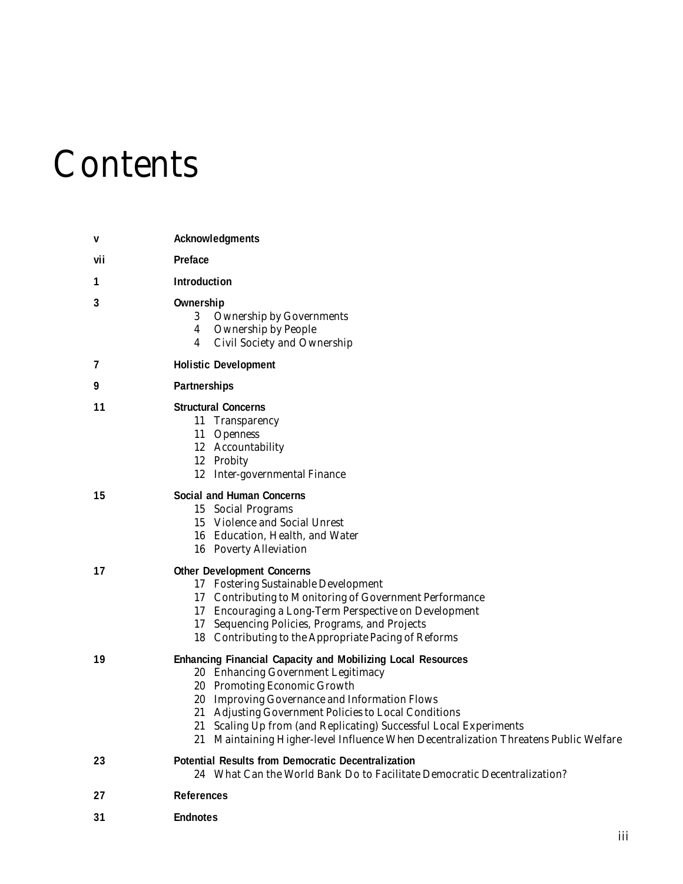# Contents

| | |
|---|---|
| v | **Acknowledgments** |
| vii | **Preface** |
| 1 | **Introduction** |
| 3 | **Ownership** |
| | 3 Ownership by Governments |
| | 4 Ownership by People |
| | 4 Civil Society and Ownership |
| 7 | **Holistic Development** |
| 9 | **Partnerships** |
| 11 | **Structural Concerns** |
| | 11 Transparency |
| | 11 Openness |
| | 12 Accountability |
| | 12 Probity |
| | 12 Inter-governmental Finance |
| 15 | **Social and Human Concerns** |
| | 15 Social Programs |
| | 15 Violence and Social Unrest |
| | 16 Education, Health, and Water |
| | 16 Poverty Alleviation |
| 17 | **Other Development Concerns** |
| | 17 Fostering Sustainable Development |
| | 17 Contributing to Monitoring of Government Performance |
| | 17 Encouraging a Long-Term Perspective on Development |
| | 17 Sequencing Policies, Programs, and Projects |
| | 18 Contributing to the Appropriate Pacing of Reforms |
| 19 | **Enhancing Financial Capacity and Mobilizing Local Resources** |
| | 20 Enhancing Government Legitimacy |
| | 20 Promoting Economic Growth |
| | 20 Improving Governance and Information Flows |
| | 21 Adjusting Government Policies to Local Conditions |
| | 21 Scaling Up from (and Replicating) Successful Local Experiments |
| | 21 Maintaining Higher-level Influence When Decentralization Threatens Public Welfare |
| 23 | **Potential Results from Democratic Decentralization** |
| | 24 What Can the World Bank Do to Facilitate Democratic Decentralization? |
| 27 | **References** |
| 31 | **Endnotes** |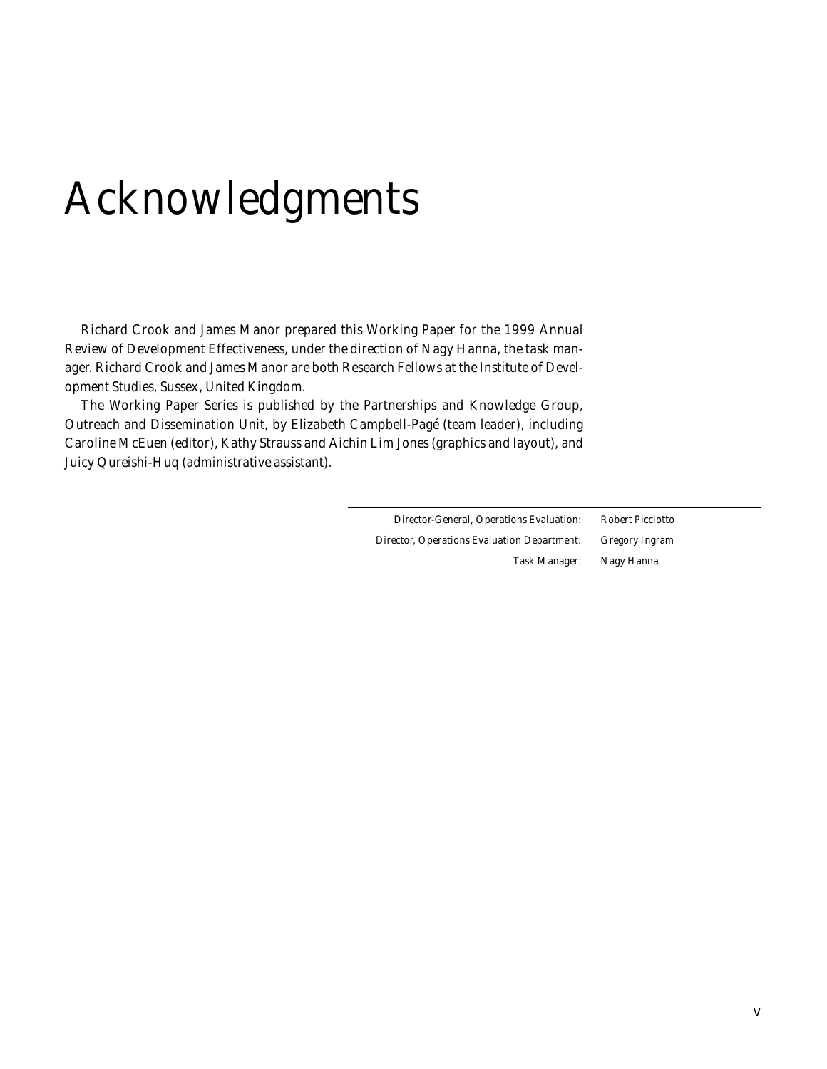# Acknowledgments

Richard Crook and James Manor prepared this Working Paper for the 1999 Annual Review of Development Effectiveness, under the direction of Nagy Hanna, the task manager. Richard Crook and James Manor are both Research Fellows at the Institute of Development Studies, Sussex, United Kingdom.

The Working Paper Series is published by the Partnerships and Knowledge Group, Outreach and Dissemination Unit, by Elizabeth Campbell-Pagé (team leader), including Caroline McEuen (editor), Kathy Strauss and Aichin Lim Jones (graphics and layout), and Juicy Qureishi-Huq (administrative assistant).

| | |
|---|---|
| Director-General, Operations Evaluation: | Robert Picciotto |
| Director, Operations Evaluation Department: | Gregory Ingram |
| Task Manager: | Nagy Hanna |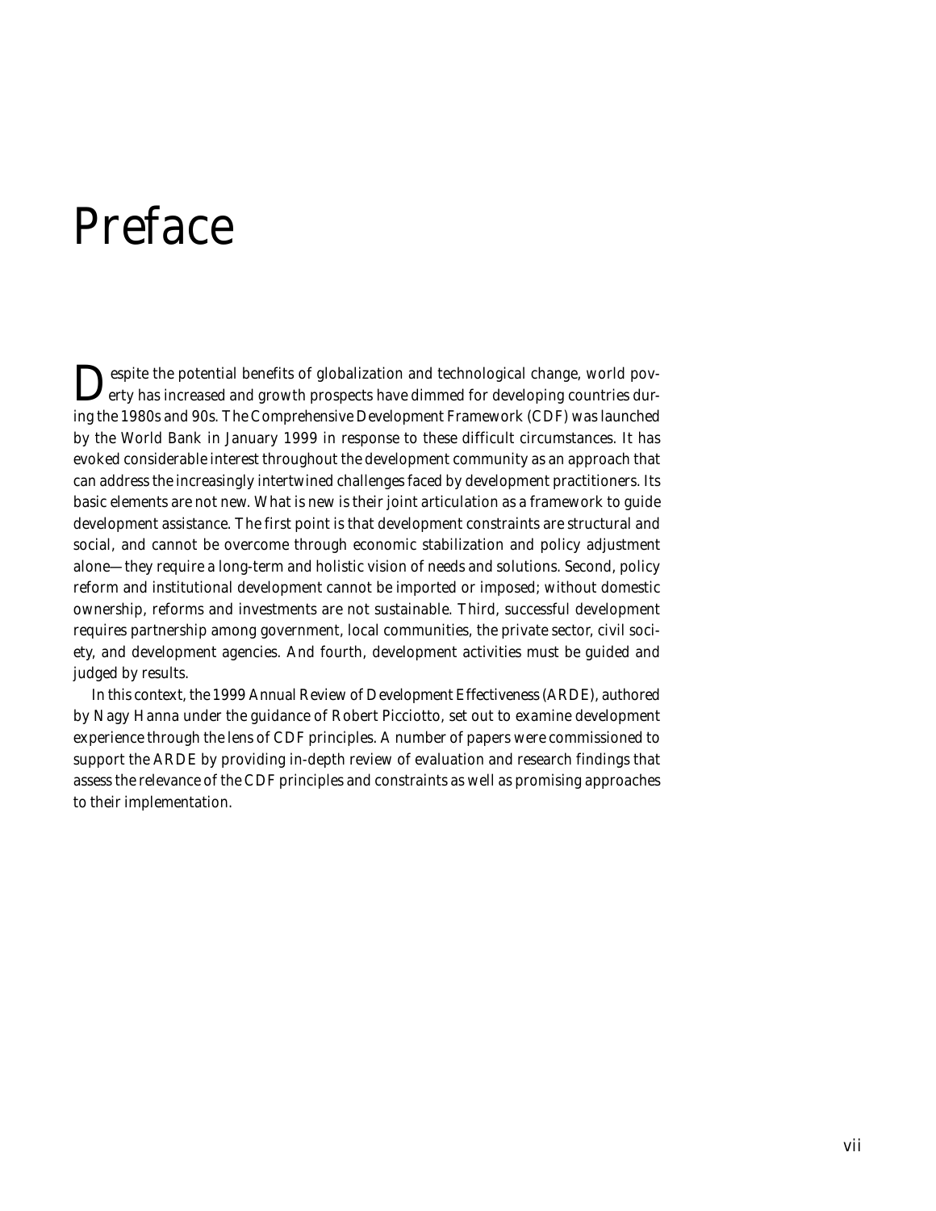# Preface

Despite the potential benefits of globalization and technological change, world poverty has increased and growth prospects have dimmed for developing countries during the 1980s and 90s. The Comprehensive Development Framework (CDF) was launched by the World Bank in January 1999 in response to these difficult circumstances. It has evoked considerable interest throughout the development community as an approach that can address the increasingly intertwined challenges faced by development practitioners. Its basic elements are not new. What is new is their joint articulation as a framework to guide development assistance. The first point is that development constraints are structural and social, and cannot be overcome through economic stabilization and policy adjustment alone—they require a long-term and holistic vision of needs and solutions. Second, policy reform and institutional development cannot be imported or imposed; without domestic ownership, reforms and investments are not sustainable. Third, successful development requires partnership among government, local communities, the private sector, civil society, and development agencies. And fourth, development activities must be guided and judged by results.

In this context, the 1999 Annual Review of Development Effectiveness (ARDE), authored by Nagy Hanna under the guidance of Robert Picciotto, set out to examine development experience through the lens of CDF principles. A number of papers were commissioned to support the ARDE by providing in-depth review of evaluation and research findings that assess the relevance of the CDF principles and constraints as well as promising approaches to their implementation.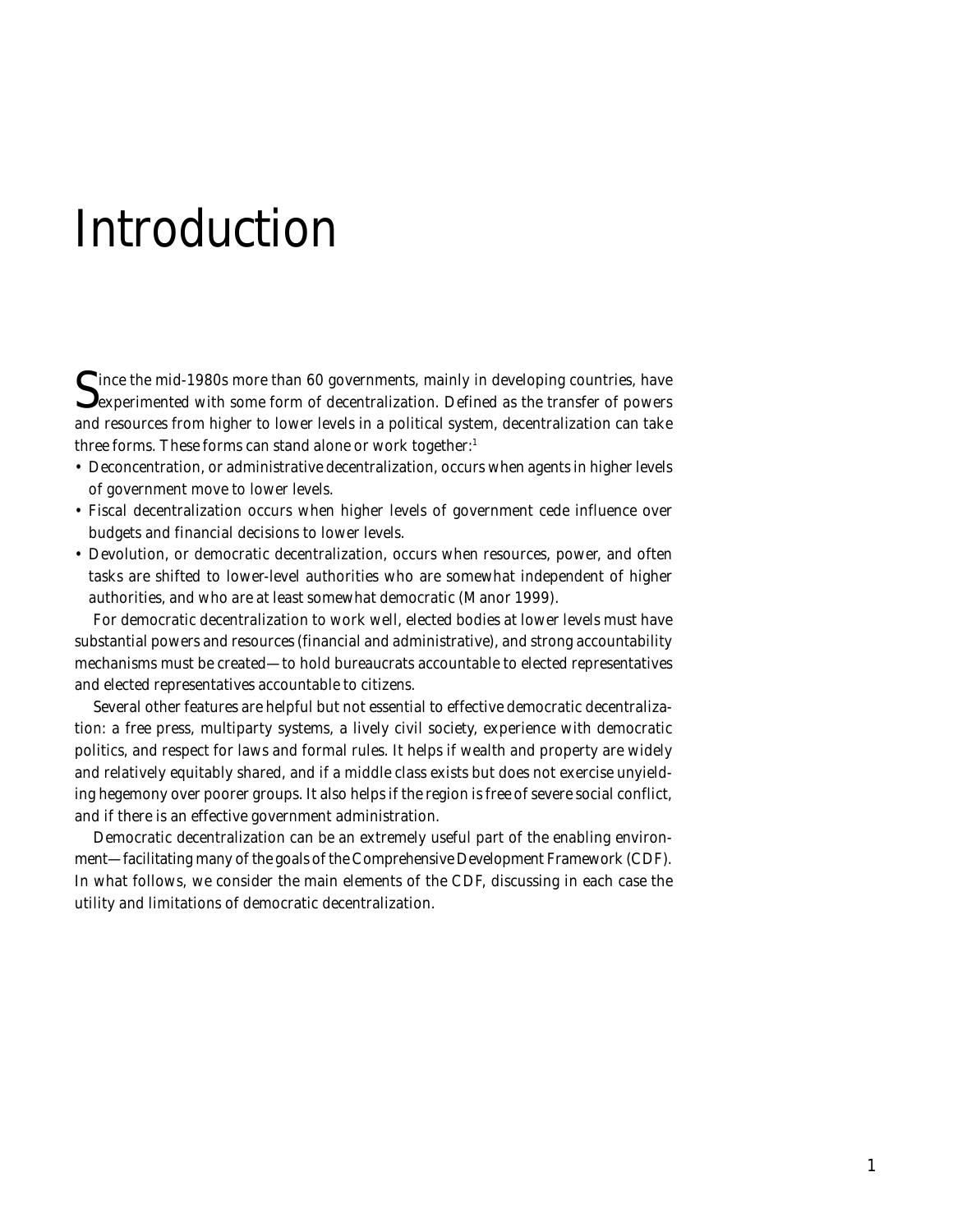# Introduction

Since the mid-1980s more than 60 governments, mainly in developing countries, have experimented with some form of decentralization. Defined as the transfer of powers and resources from higher to lower levels in a political system, decentralization can take three forms. These forms can stand alone or work together:[1]

- Deconcentration, or administrative decentralization, occurs when agents in higher levels of government move to lower levels.
- Fiscal decentralization occurs when higher levels of government cede influence over budgets and financial decisions to lower levels.
- Devolution, or democratic decentralization, occurs when resources, power, and often tasks are shifted to lower-level authorities who are somewhat independent of higher authorities, and who are at least somewhat democratic (Manor 1999).

For democratic decentralization to work well, elected bodies at lower levels must have substantial powers and resources (financial and administrative), and strong accountability mechanisms must be created—to hold bureaucrats accountable to elected representatives and elected representatives accountable to citizens.

Several other features are helpful but not essential to effective democratic decentralization: a free press, multiparty systems, a lively civil society, experience with democratic politics, and respect for laws and formal rules. It helps if wealth and property are widely and relatively equitably shared, and if a middle class exists but does not exercise unyielding hegemony over poorer groups. It also helps if the region is free of severe social conflict, and if there is an effective government administration.

Democratic decentralization can be an extremely useful part of the enabling environment—facilitating many of the goals of the Comprehensive Development Framework (CDF). In what follows, we consider the main elements of the CDF, discussing in each case the utility and limitations of democratic decentralization.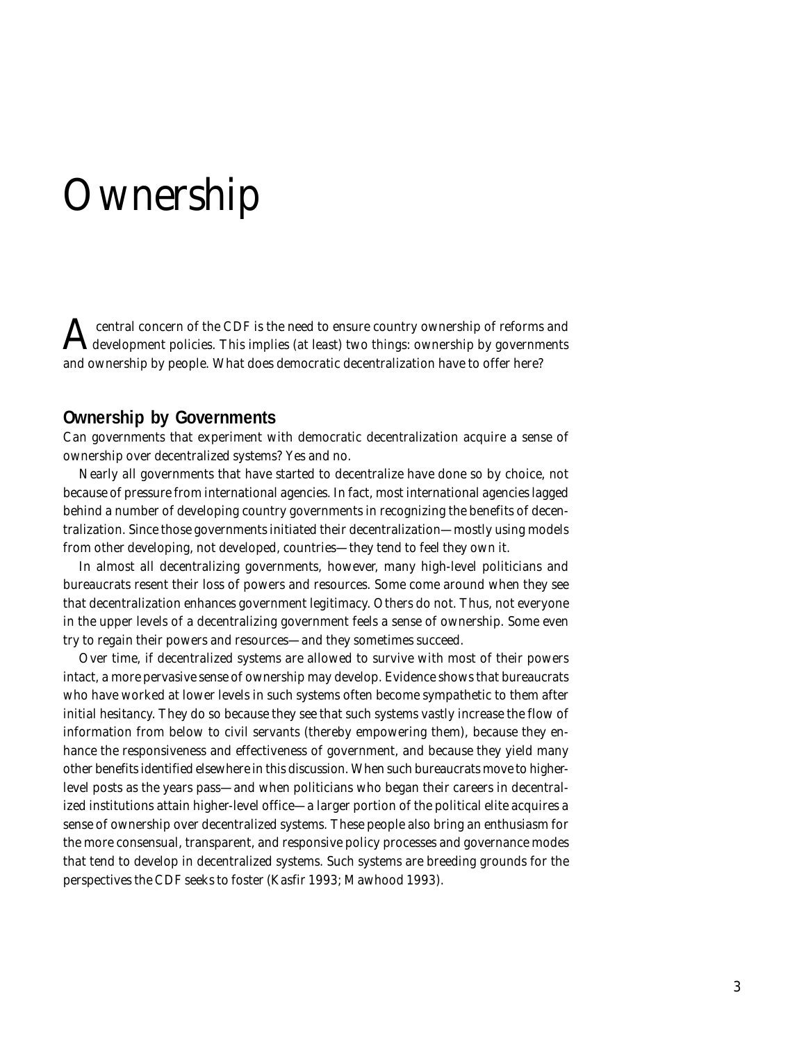# Ownership

A central concern of the CDF is the need to ensure country ownership of reforms and development policies. This implies (at least) two things: ownership by governments and ownership by people. What does democratic decentralization have to offer here?

## Ownership by Governments

Can governments that experiment with democratic decentralization acquire a sense of ownership over decentralized systems? Yes and no.

Nearly all governments that have started to decentralize have done so by choice, not because of pressure from international agencies. In fact, most international agencies lagged behind a number of developing country governments in recognizing the benefits of decentralization. Since those governments initiated their decentralization—mostly using models from other developing, not developed, countries—they tend to feel they own it.

In almost all decentralizing governments, however, many high-level politicians and bureaucrats resent their loss of powers and resources. Some come around when they see that decentralization enhances government legitimacy. Others do not. Thus, not everyone in the upper levels of a decentralizing government feels a sense of ownership. Some even try to regain their powers and resources—and they sometimes succeed.

Over time, if decentralized systems are allowed to survive with most of their powers intact, a more pervasive sense of ownership may develop. Evidence shows that bureaucrats who have worked at lower levels in such systems often become sympathetic to them after initial hesitancy. They do so because they see that such systems vastly increase the flow of information from below to civil servants (thereby empowering them), because they enhance the responsiveness and effectiveness of government, and because they yield many other benefits identified elsewhere in this discussion. When such bureaucrats move to higher-level posts as the years pass—and when politicians who began their careers in decentralized institutions attain higher-level office—a larger portion of the political elite acquires a sense of ownership over decentralized systems. These people also bring an enthusiasm for the more consensual, transparent, and responsive policy processes and governance modes that tend to develop in decentralized systems. Such systems are breeding grounds for the perspectives the CDF seeks to foster (Kasfir 1993; Mawhood 1993).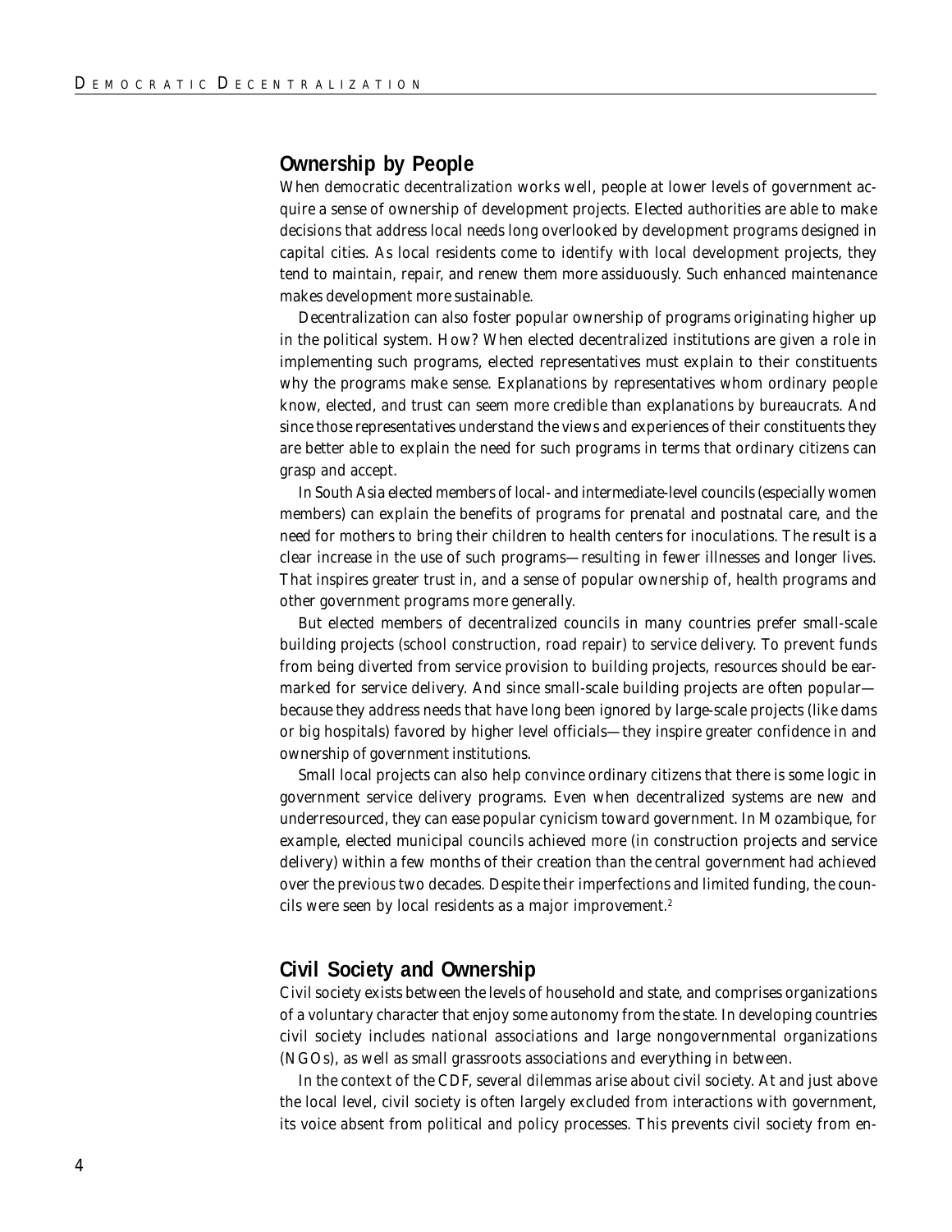## Ownership by People

When democratic decentralization works well, people at lower levels of government acquire a sense of ownership of development projects. Elected authorities are able to make decisions that address local needs long overlooked by development programs designed in capital cities. As local residents come to identify with local development projects, they tend to maintain, repair, and renew them more assiduously. Such enhanced maintenance makes development more sustainable.

Decentralization can also foster popular ownership of programs originating higher up in the political system. How? When elected decentralized institutions are given a role in implementing such programs, elected representatives must explain to their constituents why the programs make sense. Explanations by representatives whom ordinary people know, elected, and trust can seem more credible than explanations by bureaucrats. And since those representatives understand the views and experiences of their constituents they are better able to explain the need for such programs in terms that ordinary citizens can grasp and accept.

In South Asia elected members of local- and intermediate-level councils (especially women members) can explain the benefits of programs for prenatal and postnatal care, and the need for mothers to bring their children to health centers for inoculations. The result is a clear increase in the use of such programs—resulting in fewer illnesses and longer lives. That inspires greater trust in, and a sense of popular ownership of, health programs and other government programs more generally.

But elected members of decentralized councils in many countries prefer small-scale building projects (school construction, road repair) to service delivery. To prevent funds from being diverted from service provision to building projects, resources should be earmarked for service delivery. And since small-scale building projects are often popular—because they address needs that have long been ignored by large-scale projects (like dams or big hospitals) favored by higher level officials—they inspire greater confidence in and ownership of government institutions.

Small local projects can also help convince ordinary citizens that there is some logic in government service delivery programs. Even when decentralized systems are new and underresourced, they can ease popular cynicism toward government. In Mozambique, for example, elected municipal councils achieved more (in construction projects and service delivery) within a few months of their creation than the central government had achieved over the previous two decades. Despite their imperfections and limited funding, the councils were seen by local residents as a major improvement.[2]

## Civil Society and Ownership

Civil society exists between the levels of household and state, and comprises organizations of a voluntary character that enjoy some autonomy from the state. In developing countries civil society includes national associations and large nongovernmental organizations (NGOs), as well as small grassroots associations and everything in between.

In the context of the CDF, several dilemmas arise about civil society. At and just above the local level, civil society is often largely excluded from interactions with government, its voice absent from political and policy processes. This prevents civil society from en-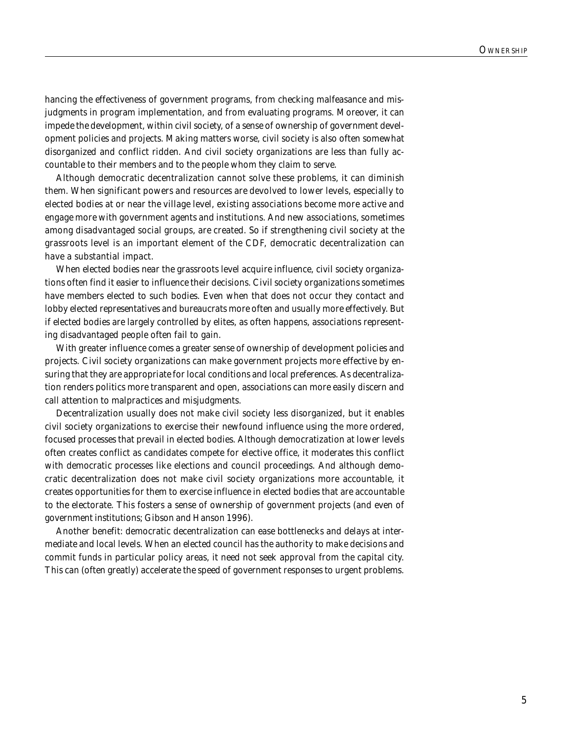hancing the effectiveness of government programs, from checking malfeasance and misjudgments in program implementation, and from evaluating programs. Moreover, it can impede the development, within civil society, of a sense of ownership of government development policies and projects. Making matters worse, civil society is also often somewhat disorganized and conflict ridden. And civil society organizations are less than fully accountable to their members and to the people whom they claim to serve.

Although democratic decentralization cannot solve these problems, it can diminish them. When significant powers and resources are devolved to lower levels, especially to elected bodies at or near the village level, existing associations become more active and engage more with government agents and institutions. And new associations, sometimes among disadvantaged social groups, are created. So if strengthening civil society at the grassroots level is an important element of the CDF, democratic decentralization can have a substantial impact.

When elected bodies near the grassroots level acquire influence, civil society organizations often find it easier to influence their decisions. Civil society organizations sometimes have members elected to such bodies. Even when that does not occur they contact and lobby elected representatives and bureaucrats more often and usually more effectively. But if elected bodies are largely controlled by elites, as often happens, associations representing disadvantaged people often fail to gain.

With greater influence comes a greater sense of ownership of development policies and projects. Civil society organizations can make government projects more effective by ensuring that they are appropriate for local conditions and local preferences. As decentralization renders politics more transparent and open, associations can more easily discern and call attention to malpractices and misjudgments.

Decentralization usually does not make civil society less disorganized, but it enables civil society organizations to exercise their newfound influence using the more ordered, focused processes that prevail in elected bodies. Although democratization at lower levels often creates conflict as candidates compete for elective office, it moderates this conflict with democratic processes like elections and council proceedings. And although democratic decentralization does not make civil society organizations more accountable, it creates opportunities for them to exercise influence in elected bodies that are accountable to the electorate. This fosters a sense of ownership of government projects (and even of government institutions; Gibson and Hanson 1996).

Another benefit: democratic decentralization can ease bottlenecks and delays at intermediate and local levels. When an elected council has the authority to make decisions and commit funds in particular policy areas, it need not seek approval from the capital city. This can (often greatly) accelerate the speed of government responses to urgent problems.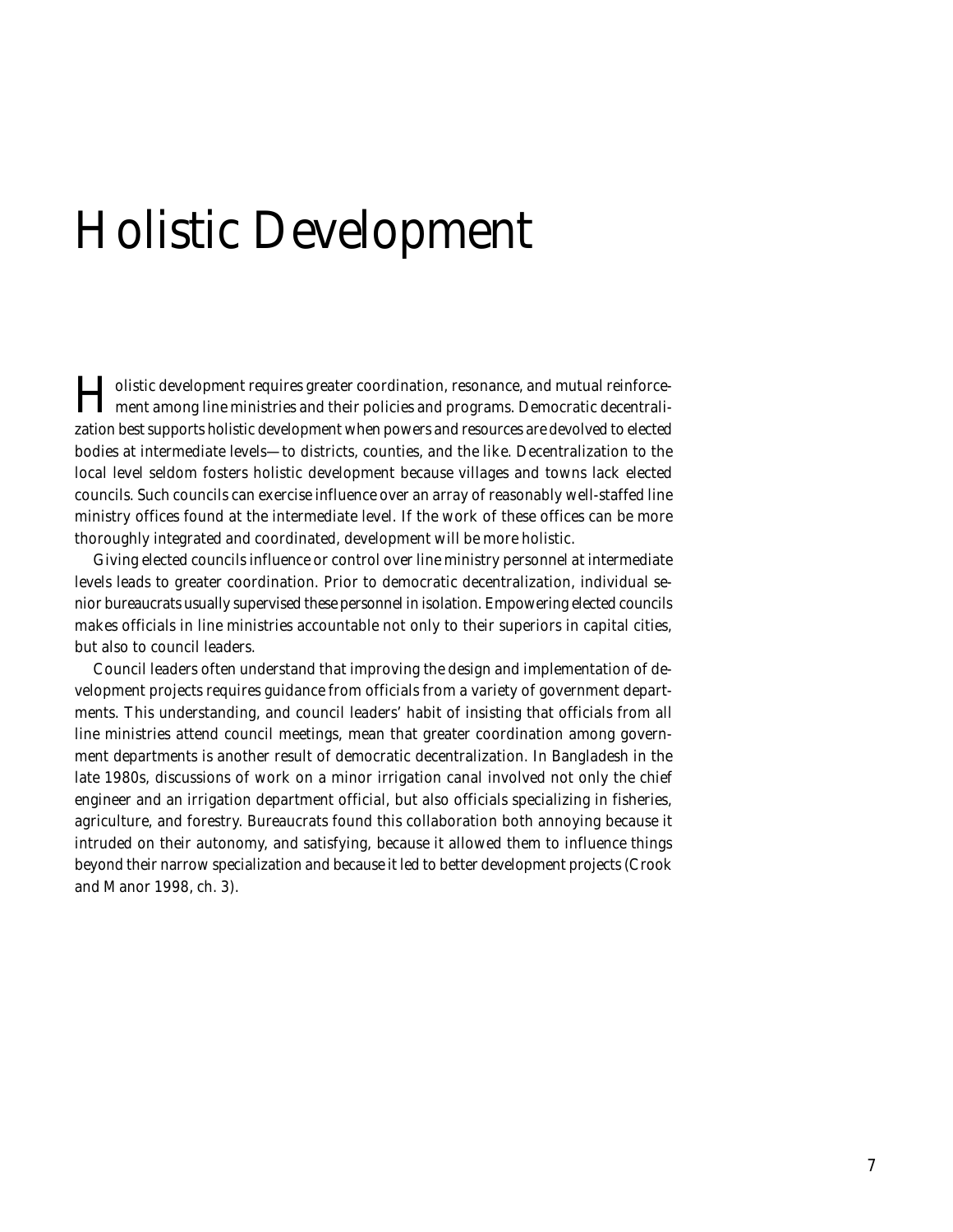# Holistic Development

Holistic development requires greater coordination, resonance, and mutual reinforcement among line ministries and their policies and programs. Democratic decentralization best supports holistic development when powers and resources are devolved to elected bodies at intermediate levels—to districts, counties, and the like. Decentralization to the local level seldom fosters holistic development because villages and towns lack elected councils. Such councils can exercise influence over an array of reasonably well-staffed line ministry offices found at the intermediate level. If the work of these offices can be more thoroughly integrated and coordinated, development will be more holistic.

Giving elected councils influence or control over line ministry personnel at intermediate levels leads to greater coordination. Prior to democratic decentralization, individual senior bureaucrats usually supervised these personnel in isolation. Empowering elected councils makes officials in line ministries accountable not only to their superiors in capital cities, but also to council leaders.

Council leaders often understand that improving the design and implementation of development projects requires guidance from officials from a variety of government departments. This understanding, and council leaders' habit of insisting that officials from all line ministries attend council meetings, mean that greater coordination among government departments is another result of democratic decentralization. In Bangladesh in the late 1980s, discussions of work on a minor irrigation canal involved not only the chief engineer and an irrigation department official, but also officials specializing in fisheries, agriculture, and forestry. Bureaucrats found this collaboration both annoying because it intruded on their autonomy, and satisfying, because it allowed them to influence things beyond their narrow specialization and because it led to better development projects (Crook and Manor 1998, ch. 3).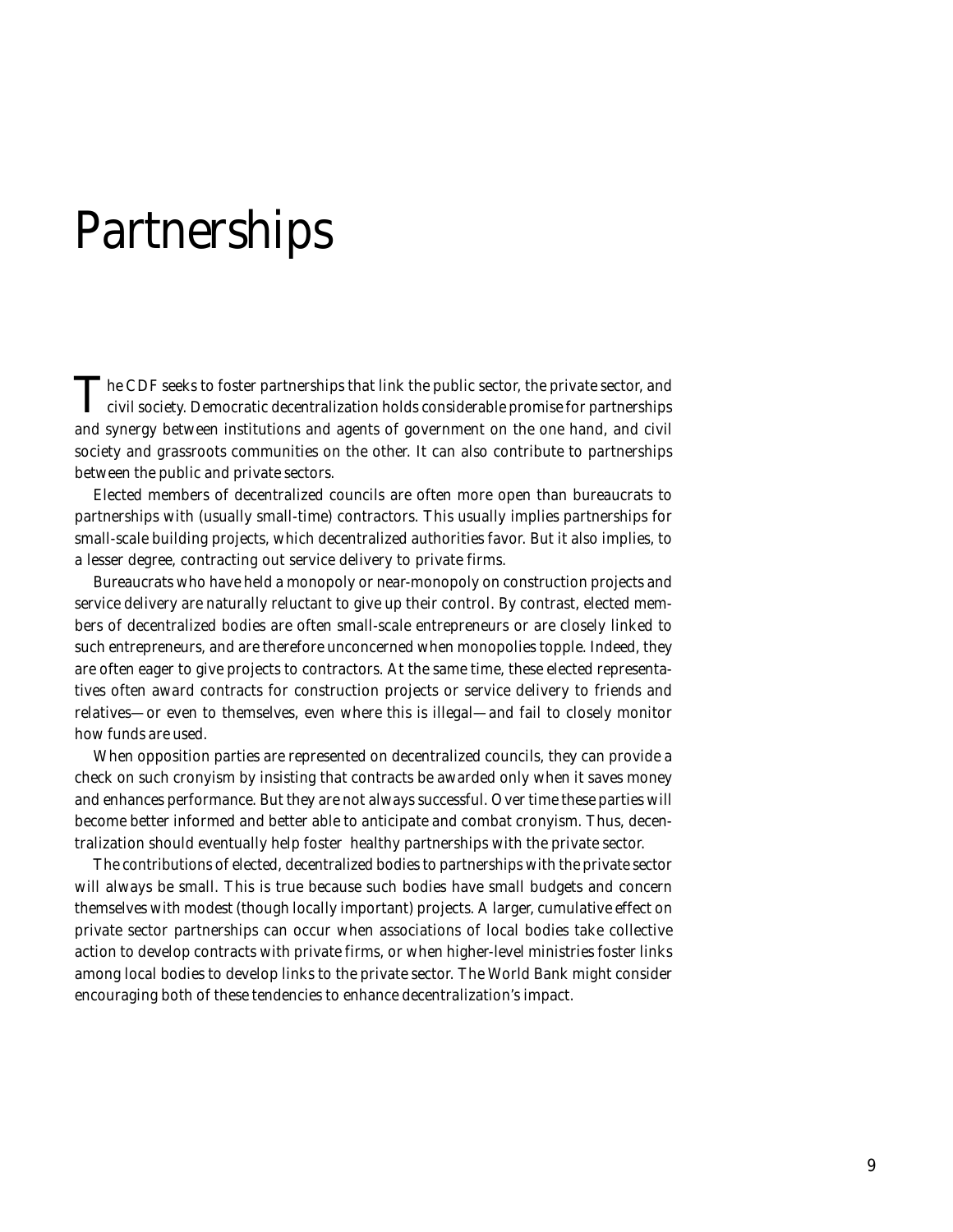# Partnerships

The CDF seeks to foster partnerships that link the public sector, the private sector, and civil society. Democratic decentralization holds considerable promise for partnerships and synergy between institutions and agents of government on the one hand, and civil society and grassroots communities on the other. It can also contribute to partnerships between the public and private sectors.

Elected members of decentralized councils are often more open than bureaucrats to partnerships with (usually small-time) contractors. This usually implies partnerships for small-scale building projects, which decentralized authorities favor. But it also implies, to a lesser degree, contracting out service delivery to private firms.

Bureaucrats who have held a monopoly or near-monopoly on construction projects and service delivery are naturally reluctant to give up their control. By contrast, elected members of decentralized bodies are often small-scale entrepreneurs or are closely linked to such entrepreneurs, and are therefore unconcerned when monopolies topple. Indeed, they are often eager to give projects to contractors. At the same time, these elected representatives often award contracts for construction projects or service delivery to friends and relatives—or even to themselves, even where this is illegal—and fail to closely monitor how funds are used.

When opposition parties are represented on decentralized councils, they can provide a check on such cronyism by insisting that contracts be awarded only when it saves money and enhances performance. But they are not always successful. Over time these parties will become better informed and better able to anticipate and combat cronyism. Thus, decentralization should eventually help foster healthy partnerships with the private sector.

The contributions of elected, decentralized bodies to partnerships with the private sector will always be small. This is true because such bodies have small budgets and concern themselves with modest (though locally important) projects. A larger, cumulative effect on private sector partnerships can occur when associations of local bodies take collective action to develop contracts with private firms, or when higher-level ministries foster links among local bodies to develop links to the private sector. The World Bank might consider encouraging both of these tendencies to enhance decentralization's impact.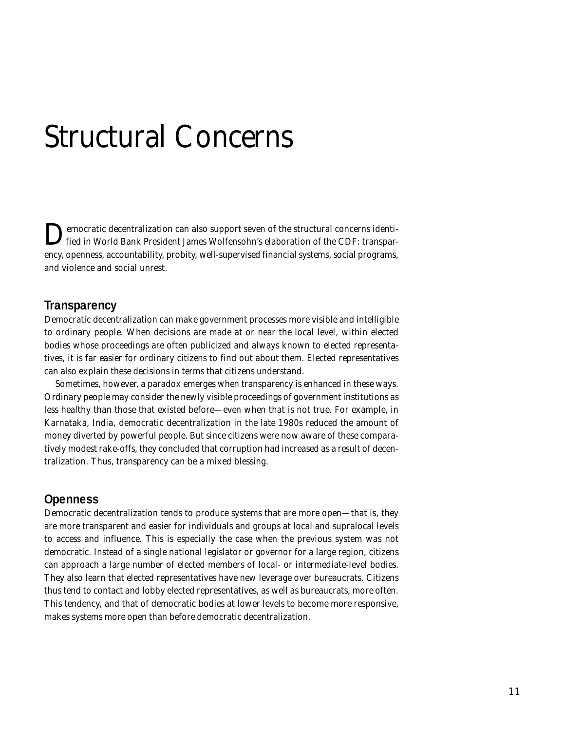# Structural Concerns

Democratic decentralization can also support seven of the structural concerns identified in World Bank President James Wolfensohn's elaboration of the CDF: transparency, openness, accountability, probity, well-supervised financial systems, social programs, and violence and social unrest.

## Transparency

Democratic decentralization can make government processes more visible and intelligible to ordinary people. When decisions are made at or near the local level, within elected bodies whose proceedings are often publicized and always known to elected representatives, it is far easier for ordinary citizens to find out about them. Elected representatives can also explain these decisions in terms that citizens understand.

Sometimes, however, a paradox emerges when transparency is enhanced in these ways. Ordinary people may consider the newly visible proceedings of government institutions as less healthy than those that existed before—even when that is not true. For example, in Karnataka, India, democratic decentralization in the late 1980s reduced the amount of money diverted by powerful people. But since citizens were now aware of these comparatively modest rake-offs, they concluded that corruption had increased as a result of decentralization. Thus, transparency can be a mixed blessing.

## Openness

Democratic decentralization tends to produce systems that are more open—that is, they are more transparent and easier for individuals and groups at local and supralocal levels to access and influence. This is especially the case when the previous system was not democratic. Instead of a single national legislator or governor for a large region, citizens can approach a large number of elected members of local- or intermediate-level bodies. They also learn that elected representatives have new leverage over bureaucrats. Citizens thus tend to contact and lobby elected representatives, as well as bureaucrats, more often. This tendency, and that of democratic bodies at lower levels to become more responsive, makes systems more open than before democratic decentralization.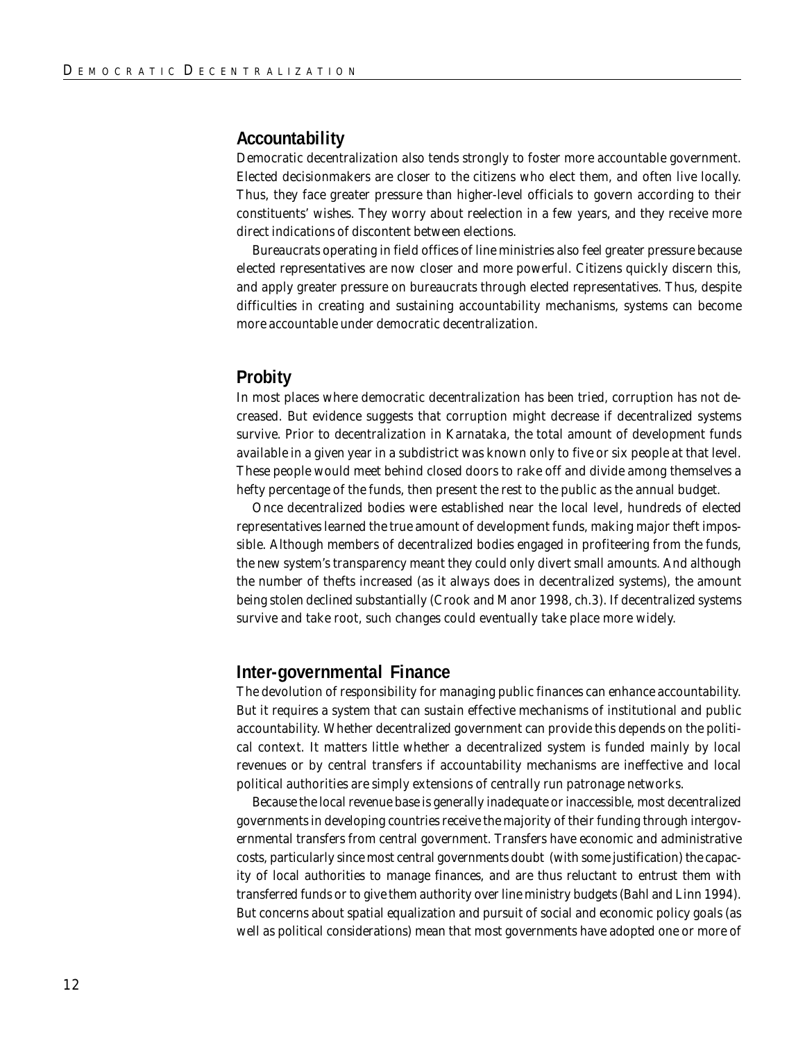## Accountability

Democratic decentralization also tends strongly to foster more accountable government. Elected decisionmakers are closer to the citizens who elect them, and often live locally. Thus, they face greater pressure than higher-level officials to govern according to their constituents' wishes. They worry about reelection in a few years, and they receive more direct indications of discontent between elections.

Bureaucrats operating in field offices of line ministries also feel greater pressure because elected representatives are now closer and more powerful. Citizens quickly discern this, and apply greater pressure on bureaucrats through elected representatives. Thus, despite difficulties in creating and sustaining accountability mechanisms, systems can become more accountable under democratic decentralization.

## Probity

In most places where democratic decentralization has been tried, corruption has not decreased. But evidence suggests that corruption might decrease if decentralized systems survive. Prior to decentralization in Karnataka, the total amount of development funds available in a given year in a subdistrict was known only to five or six people at that level. These people would meet behind closed doors to rake off and divide among themselves a hefty percentage of the funds, then present the rest to the public as the annual budget.

Once decentralized bodies were established near the local level, hundreds of elected representatives learned the true amount of development funds, making major theft impossible. Although members of decentralized bodies engaged in profiteering from the funds, the new system's transparency meant they could only divert small amounts. And although the number of thefts increased (as it always does in decentralized systems), the amount being stolen declined substantially (Crook and Manor 1998, ch.3). If decentralized systems survive and take root, such changes could eventually take place more widely.

## Inter-governmental Finance

The devolution of responsibility for managing public finances can enhance accountability. But it requires a system that can sustain effective mechanisms of institutional and public accountability. Whether decentralized government can provide this depends on the political context. It matters little whether a decentralized system is funded mainly by local revenues or by central transfers if accountability mechanisms are ineffective and local political authorities are simply extensions of centrally run patronage networks.

Because the local revenue base is generally inadequate or inaccessible, most decentralized governments in developing countries receive the majority of their funding through intergovernmental transfers from central government. Transfers have economic and administrative costs, particularly since most central governments doubt (with some justification) the capacity of local authorities to manage finances, and are thus reluctant to entrust them with transferred funds or to give them authority over line ministry budgets (Bahl and Linn 1994). But concerns about spatial equalization and pursuit of social and economic policy goals (as well as political considerations) mean that most governments have adopted one or more of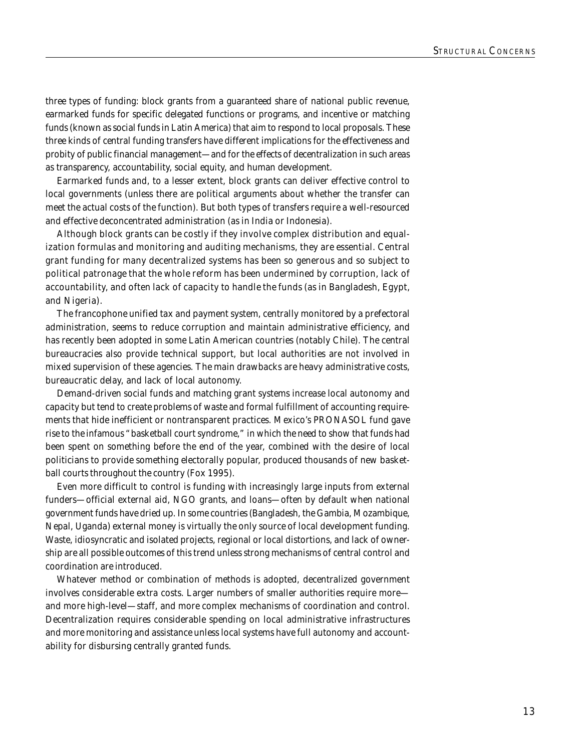three types of funding: block grants from a guaranteed share of national public revenue, earmarked funds for specific delegated functions or programs, and incentive or matching funds (known as social funds in Latin America) that aim to respond to local proposals. These three kinds of central funding transfers have different implications for the effectiveness and probity of public financial management—and for the effects of decentralization in such areas as transparency, accountability, social equity, and human development.

Earmarked funds and, to a lesser extent, block grants can deliver effective control to local governments (unless there are political arguments about whether the transfer can meet the actual costs of the function). But both types of transfers require a well-resourced and effective deconcentrated administration (as in India or Indonesia).

Although block grants can be costly if they involve complex distribution and equalization formulas and monitoring and auditing mechanisms, they are essential. Central grant funding for many decentralized systems has been so generous and so subject to political patronage that the whole reform has been undermined by corruption, lack of accountability, and often lack of capacity to handle the funds (as in Bangladesh, Egypt, and Nigeria).

The francophone unified tax and payment system, centrally monitored by a prefectoral administration, seems to reduce corruption and maintain administrative efficiency, and has recently been adopted in some Latin American countries (notably Chile). The central bureaucracies also provide technical support, but local authorities are not involved in mixed supervision of these agencies. The main drawbacks are heavy administrative costs, bureaucratic delay, and lack of local autonomy.

Demand-driven social funds and matching grant systems increase local autonomy and capacity but tend to create problems of waste and formal fulfillment of accounting requirements that hide inefficient or nontransparent practices. Mexico's PRONASOL fund gave rise to the infamous "basketball court syndrome," in which the need to show that funds had been spent on something before the end of the year, combined with the desire of local politicians to provide something electorally popular, produced thousands of new basketball courts throughout the country (Fox 1995).

Even more difficult to control is funding with increasingly large inputs from external funders—official external aid, NGO grants, and loans—often by default when national government funds have dried up. In some countries (Bangladesh, the Gambia, Mozambique, Nepal, Uganda) external money is virtually the only source of local development funding. Waste, idiosyncratic and isolated projects, regional or local distortions, and lack of ownership are all possible outcomes of this trend unless strong mechanisms of central control and coordination are introduced.

Whatever method or combination of methods is adopted, decentralized government involves considerable extra costs. Larger numbers of smaller authorities require more—and more high-level—staff, and more complex mechanisms of coordination and control. Decentralization requires considerable spending on local administrative infrastructures and more monitoring and assistance unless local systems have full autonomy and accountability for disbursing centrally granted funds.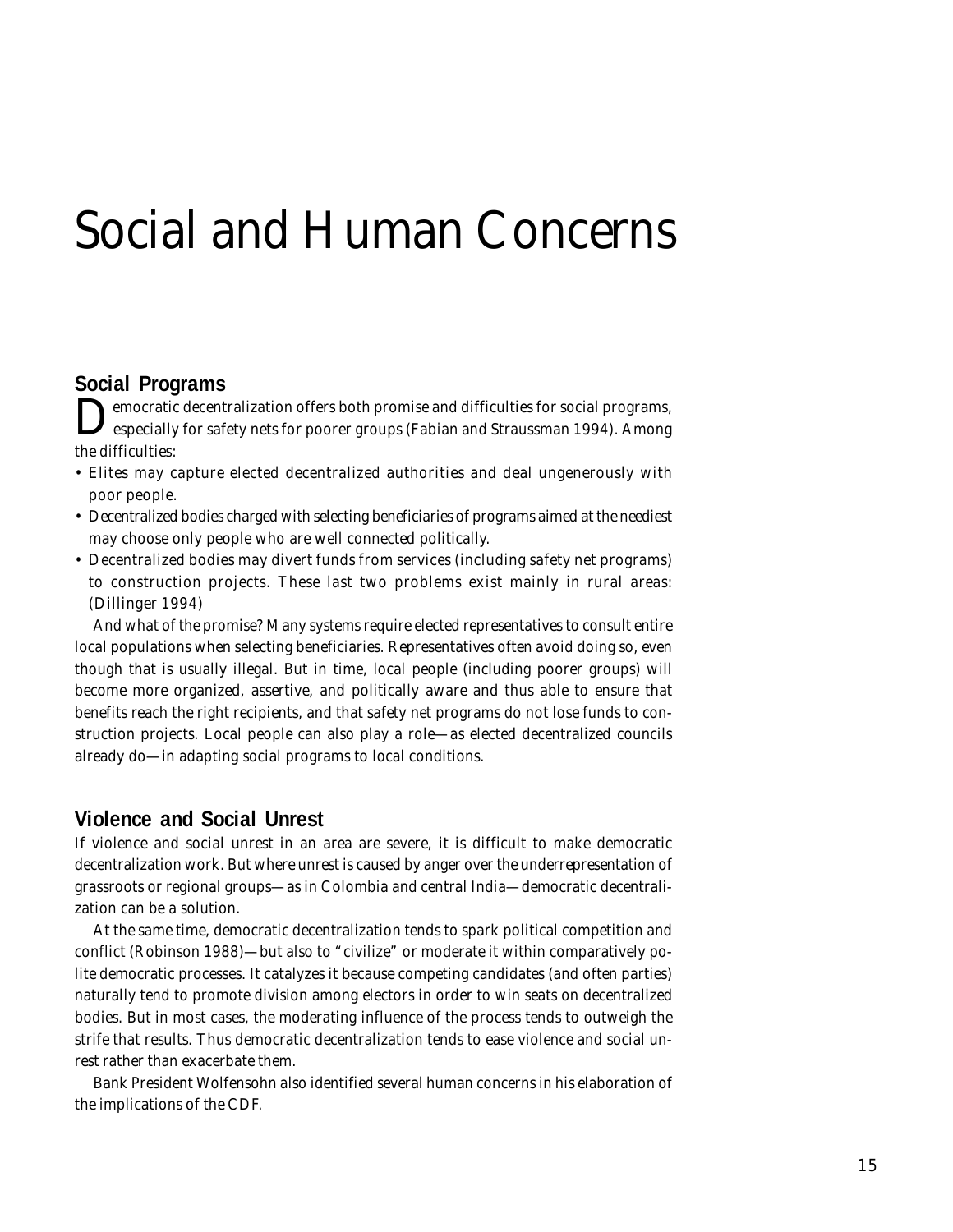# Social and Human Concerns

## Social Programs

Democratic decentralization offers both promise and difficulties for social programs, especially for safety nets for poorer groups (Fabian and Straussman 1994). Among the difficulties:

- Elites may capture elected decentralized authorities and deal ungenerously with poor people.
- Decentralized bodies charged with selecting beneficiaries of programs aimed at the neediest may choose only people who are well connected politically.
- Decentralized bodies may divert funds from services (including safety net programs) to construction projects. These last two problems exist mainly in rural areas: (Dillinger 1994)

And what of the promise? Many systems require elected representatives to consult entire local populations when selecting beneficiaries. Representatives often avoid doing so, even though that is usually illegal. But in time, local people (including poorer groups) will become more organized, assertive, and politically aware and thus able to ensure that benefits reach the right recipients, and that safety net programs do not lose funds to construction projects. Local people can also play a role—as elected decentralized councils already do—in adapting social programs to local conditions.

## Violence and Social Unrest

If violence and social unrest in an area are severe, it is difficult to make democratic decentralization work. But where unrest is caused by anger over the underrepresentation of grassroots or regional groups—as in Colombia and central India—democratic decentralization can be a solution.

At the same time, democratic decentralization tends to spark political competition and conflict (Robinson 1988)—but also to "civilize" or moderate it within comparatively polite democratic processes. It catalyzes it because competing candidates (and often parties) naturally tend to promote division among electors in order to win seats on decentralized bodies. But in most cases, the moderating influence of the process tends to outweigh the strife that results. Thus democratic decentralization tends to ease violence and social unrest rather than exacerbate them.

Bank President Wolfensohn also identified several human concerns in his elaboration of the implications of the CDF.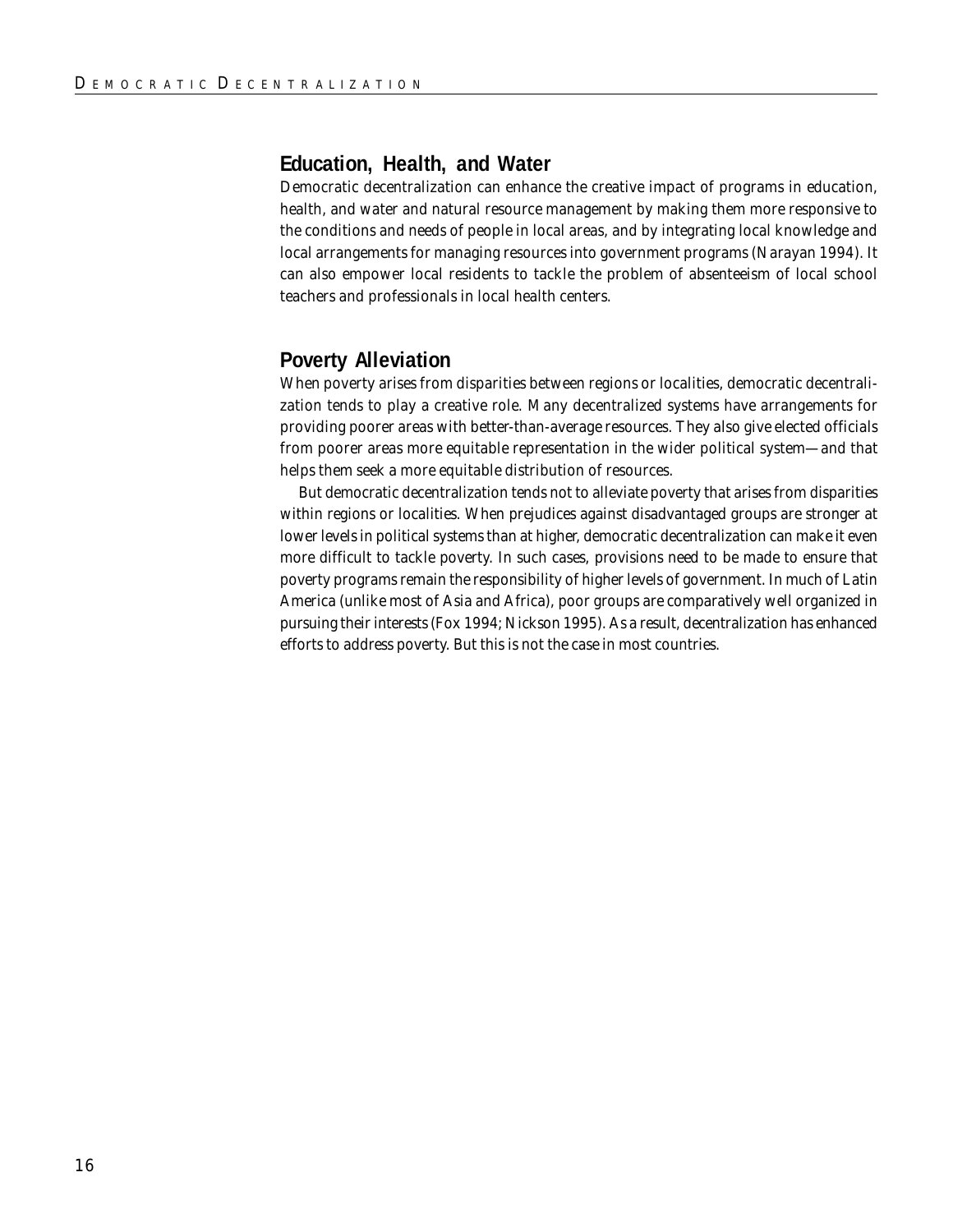## Education, Health, and Water

Democratic decentralization can enhance the creative impact of programs in education, health, and water and natural resource management by making them more responsive to the conditions and needs of people in local areas, and by integrating local knowledge and local arrangements for managing resources into government programs (Narayan 1994). It can also empower local residents to tackle the problem of absenteeism of local school teachers and professionals in local health centers.

## Poverty Alleviation

When poverty arises from disparities between regions or localities, democratic decentralization tends to play a creative role. Many decentralized systems have arrangements for providing poorer areas with better-than-average resources. They also give elected officials from poorer areas more equitable representation in the wider political system—and that helps them seek a more equitable distribution of resources.

But democratic decentralization tends not to alleviate poverty that arises from disparities within regions or localities. When prejudices against disadvantaged groups are stronger at lower levels in political systems than at higher, democratic decentralization can make it even more difficult to tackle poverty. In such cases, provisions need to be made to ensure that poverty programs remain the responsibility of higher levels of government. In much of Latin America (unlike most of Asia and Africa), poor groups are comparatively well organized in pursuing their interests (Fox 1994; Nickson 1995). As a result, decentralization has enhanced efforts to address poverty. But this is not the case in most countries.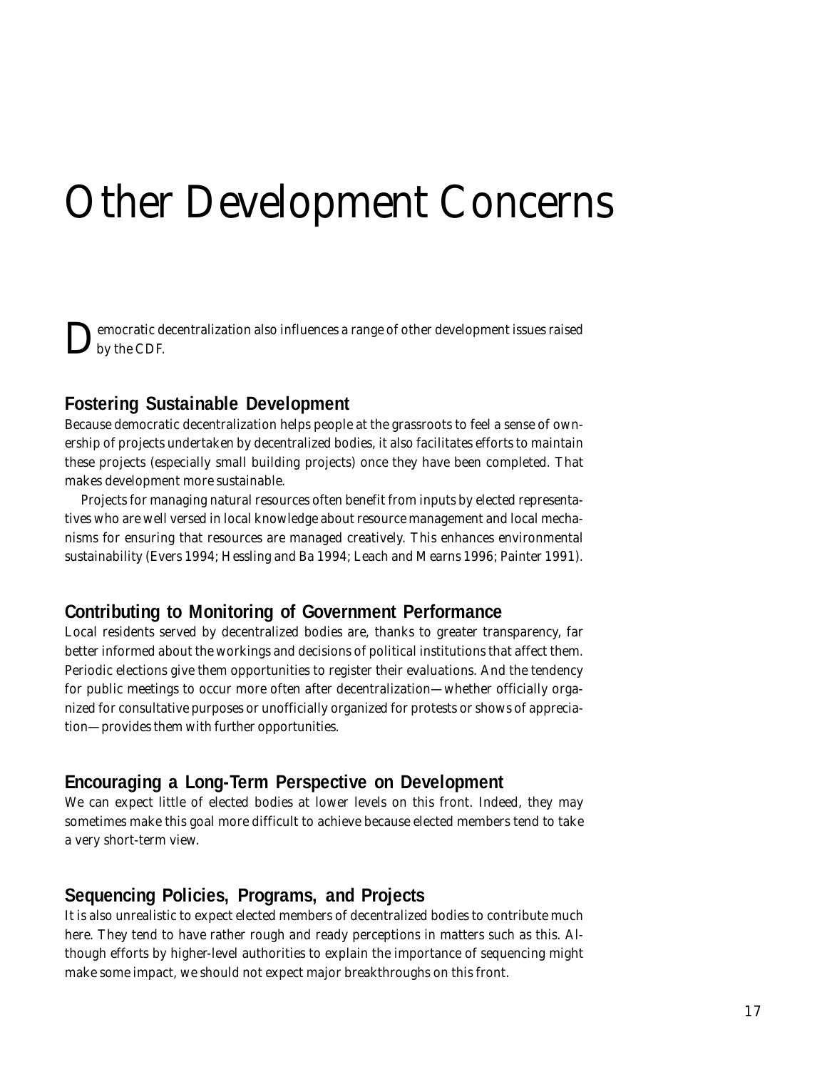# Other Development Concerns

Democratic decentralization also influences a range of other development issues raised by the CDF.

## Fostering Sustainable Development

Because democratic decentralization helps people at the grassroots to feel a sense of ownership of projects undertaken by decentralized bodies, it also facilitates efforts to maintain these projects (especially small building projects) once they have been completed. That makes development more sustainable.

Projects for managing natural resources often benefit from inputs by elected representatives who are well versed in local knowledge about resource management and local mechanisms for ensuring that resources are managed creatively. This enhances environmental sustainability (Evers 1994; Hessling and Ba 1994; Leach and Mearns 1996; Painter 1991).

## Contributing to Monitoring of Government Performance

Local residents served by decentralized bodies are, thanks to greater transparency, far better informed about the workings and decisions of political institutions that affect them. Periodic elections give them opportunities to register their evaluations. And the tendency for public meetings to occur more often after decentralization—whether officially organized for consultative purposes or unofficially organized for protests or shows of appreciation—provides them with further opportunities.

## Encouraging a Long-Term Perspective on Development

We can expect little of elected bodies at lower levels on this front. Indeed, they may sometimes make this goal more difficult to achieve because elected members tend to take a very short-term view.

## Sequencing Policies, Programs, and Projects

It is also unrealistic to expect elected members of decentralized bodies to contribute much here. They tend to have rather rough and ready perceptions in matters such as this. Although efforts by higher-level authorities to explain the importance of sequencing might make some impact, we should not expect major breakthroughs on this front.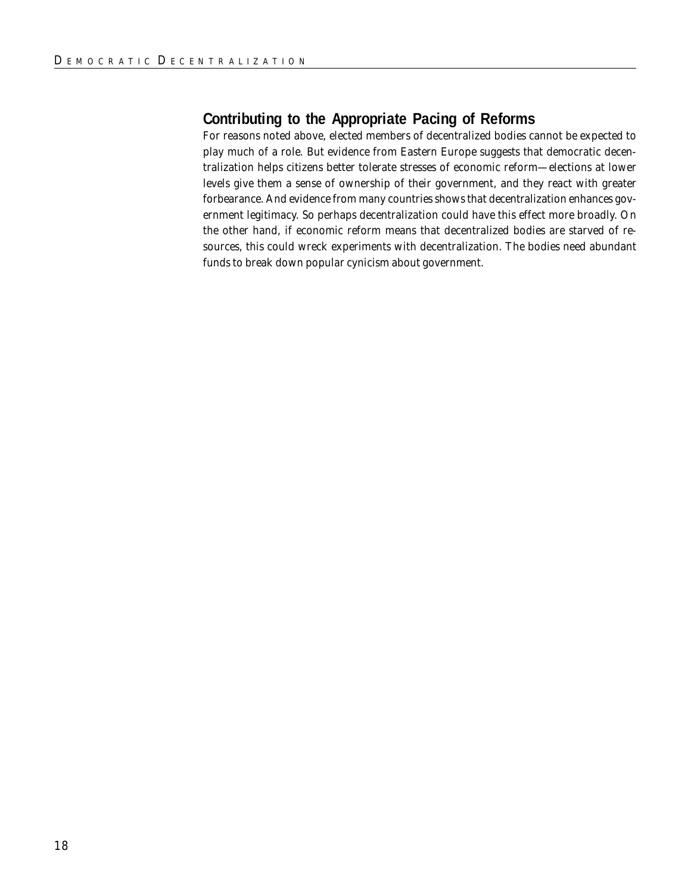## Contributing to the Appropriate Pacing of Reforms

For reasons noted above, elected members of decentralized bodies cannot be expected to play much of a role. But evidence from Eastern Europe suggests that democratic decentralization helps citizens better tolerate stresses of economic reform—elections at lower levels give them a sense of ownership of their government, and they react with greater forbearance. And evidence from many countries shows that decentralization enhances government legitimacy. So perhaps decentralization could have this effect more broadly. On the other hand, if economic reform means that decentralized bodies are starved of resources, this could wreck experiments with decentralization. The bodies need abundant funds to break down popular cynicism about government.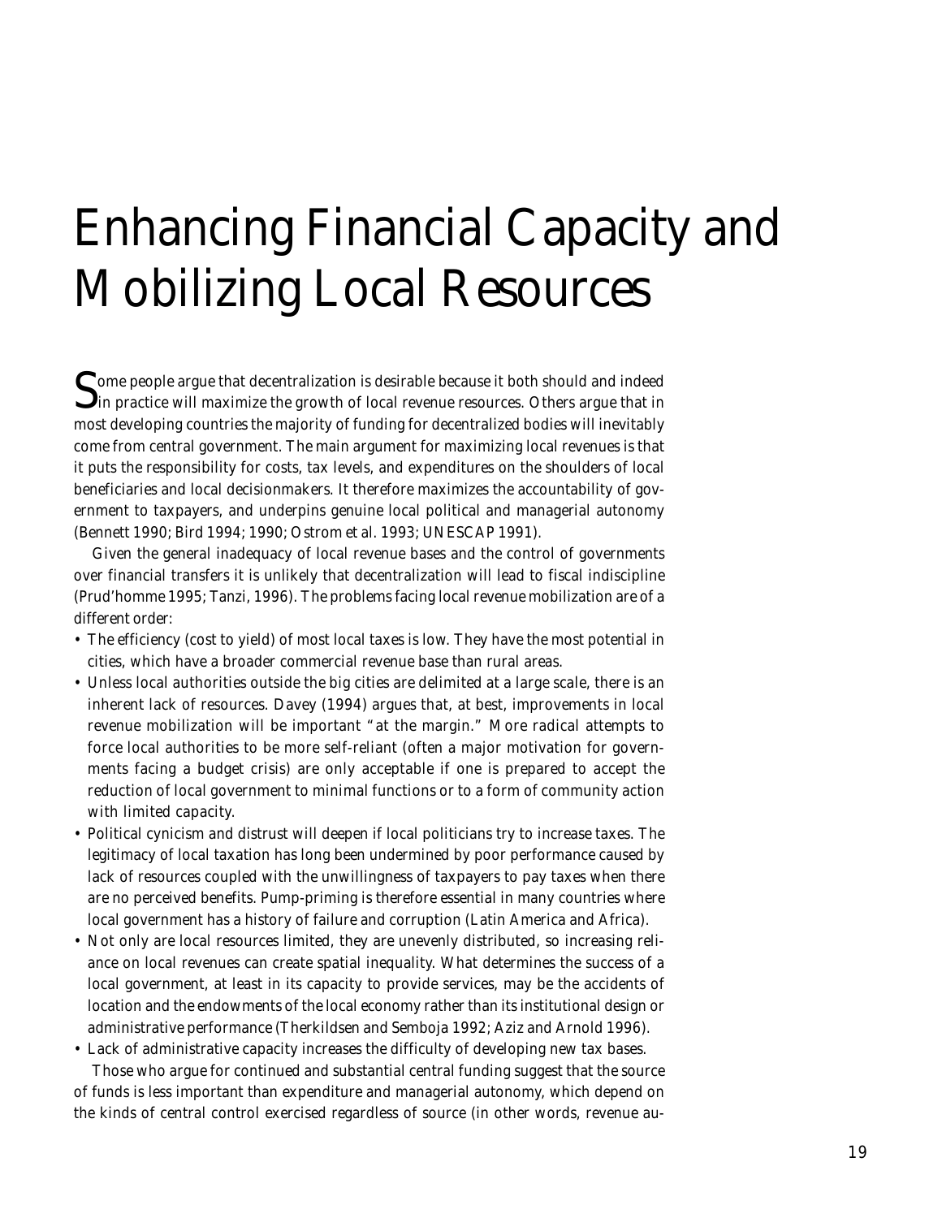# Enhancing Financial Capacity and Mobilizing Local Resources

Some people argue that decentralization is desirable because it both should and indeed in practice will maximize the growth of local revenue resources. Others argue that in most developing countries the majority of funding for decentralized bodies will inevitably come from central government. The main argument for maximizing local revenues is that it puts the responsibility for costs, tax levels, and expenditures on the shoulders of local beneficiaries and local decisionmakers. It therefore maximizes the accountability of government to taxpayers, and underpins genuine local political and managerial autonomy (Bennett 1990; Bird 1994; 1990; Ostrom et al. 1993; UNESCAP 1991).

Given the general inadequacy of local revenue bases and the control of governments over financial transfers it is unlikely that decentralization will lead to fiscal indiscipline (Prud'homme 1995; Tanzi, 1996). The problems facing local revenue mobilization are of a different order:

- The efficiency (cost to yield) of most local taxes is low. They have the most potential in cities, which have a broader commercial revenue base than rural areas.
- Unless local authorities outside the big cities are delimited at a large scale, there is an inherent lack of resources. Davey (1994) argues that, at best, improvements in local revenue mobilization will be important "at the margin." More radical attempts to force local authorities to be more self-reliant (often a major motivation for governments facing a budget crisis) are only acceptable if one is prepared to accept the reduction of local government to minimal functions or to a form of community action with limited capacity.
- Political cynicism and distrust will deepen if local politicians try to increase taxes. The legitimacy of local taxation has long been undermined by poor performance caused by lack of resources coupled with the unwillingness of taxpayers to pay taxes when there are no perceived benefits. Pump-priming is therefore essential in many countries where local government has a history of failure and corruption (Latin America and Africa).
- Not only are local resources limited, they are unevenly distributed, so increasing reliance on local revenues can create spatial inequality. What determines the success of a local government, at least in its capacity to provide services, may be the accidents of location and the endowments of the local economy rather than its institutional design or administrative performance (Therkildsen and Semboja 1992; Aziz and Arnold 1996).
- Lack of administrative capacity increases the difficulty of developing new tax bases.

Those who argue for continued and substantial central funding suggest that the source of funds is less important than expenditure and managerial autonomy, which depend on the kinds of central control exercised regardless of source (in other words, revenue au-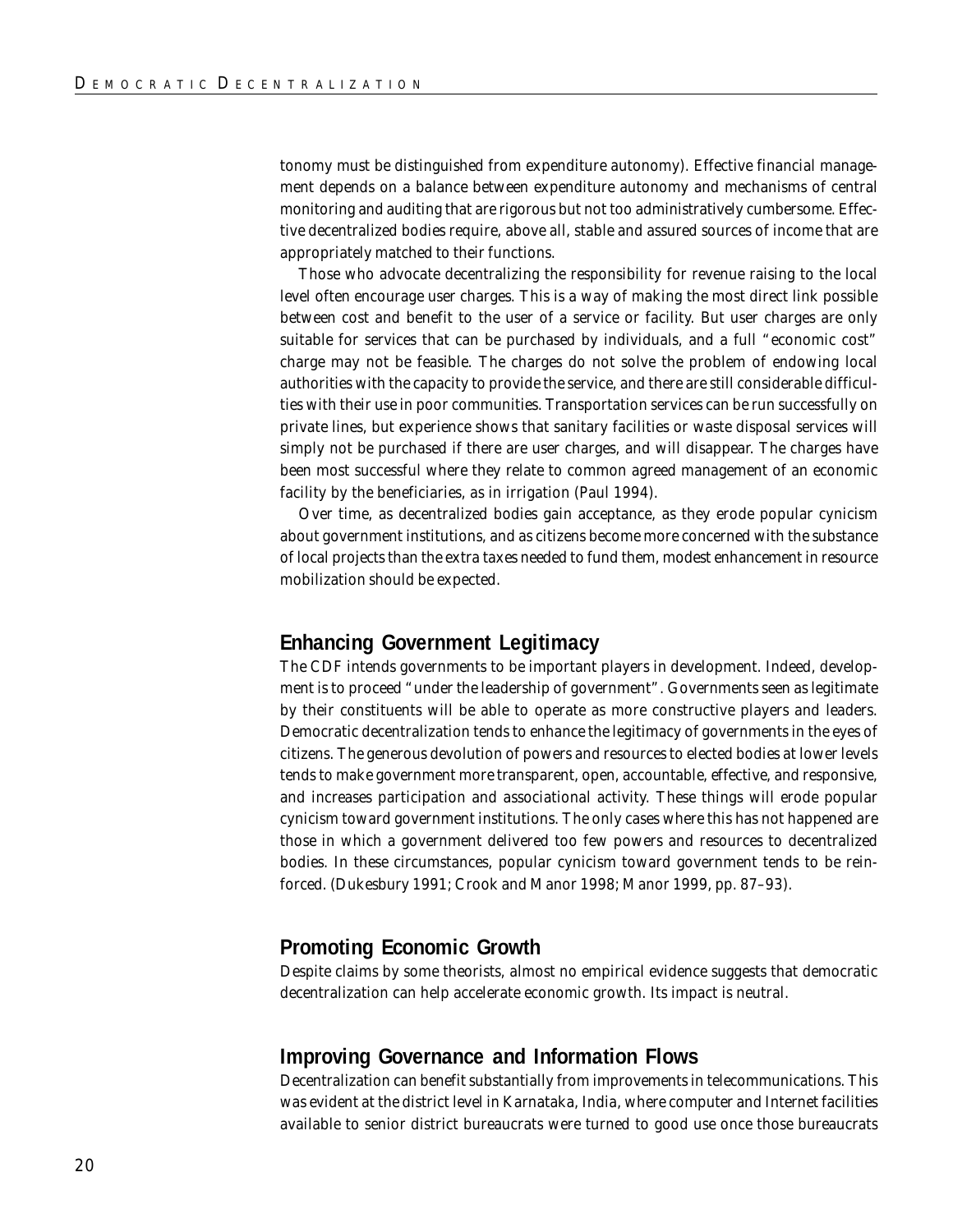tonomy must be distinguished from expenditure autonomy). Effective financial management depends on a balance between expenditure autonomy and mechanisms of central monitoring and auditing that are rigorous but not too administratively cumbersome. Effective decentralized bodies require, above all, stable and assured sources of income that are appropriately matched to their functions.

Those who advocate decentralizing the responsibility for revenue raising to the local level often encourage user charges. This is a way of making the most direct link possible between cost and benefit to the user of a service or facility. But user charges are only suitable for services that can be purchased by individuals, and a full "economic cost" charge may not be feasible. The charges do not solve the problem of endowing local authorities with the capacity to provide the service, and there are still considerable difficulties with their use in poor communities. Transportation services can be run successfully on private lines, but experience shows that sanitary facilities or waste disposal services will simply not be purchased if there are user charges, and will disappear. The charges have been most successful where they relate to common agreed management of an economic facility by the beneficiaries, as in irrigation (Paul 1994).

Over time, as decentralized bodies gain acceptance, as they erode popular cynicism about government institutions, and as citizens become more concerned with the substance of local projects than the extra taxes needed to fund them, modest enhancement in resource mobilization should be expected.

## Enhancing Government Legitimacy

The CDF intends governments to be important players in development. Indeed, development is to proceed "under the leadership of government". Governments seen as legitimate by their constituents will be able to operate as more constructive players and leaders. Democratic decentralization tends to enhance the legitimacy of governments in the eyes of citizens. The generous devolution of powers and resources to elected bodies at lower levels tends to make government more transparent, open, accountable, effective, and responsive, and increases participation and associational activity. These things will erode popular cynicism toward government institutions. The only cases where this has not happened are those in which a government delivered too few powers and resources to decentralized bodies. In these circumstances, popular cynicism toward government tends to be reinforced. (Dukesbury 1991; Crook and Manor 1998; Manor 1999, pp. 87–93).

## Promoting Economic Growth

Despite claims by some theorists, almost no empirical evidence suggests that democratic decentralization can help accelerate economic growth. Its impact is neutral.

## Improving Governance and Information Flows

Decentralization can benefit substantially from improvements in telecommunications. This was evident at the district level in Karnataka, India, where computer and Internet facilities available to senior district bureaucrats were turned to good use once those bureaucrats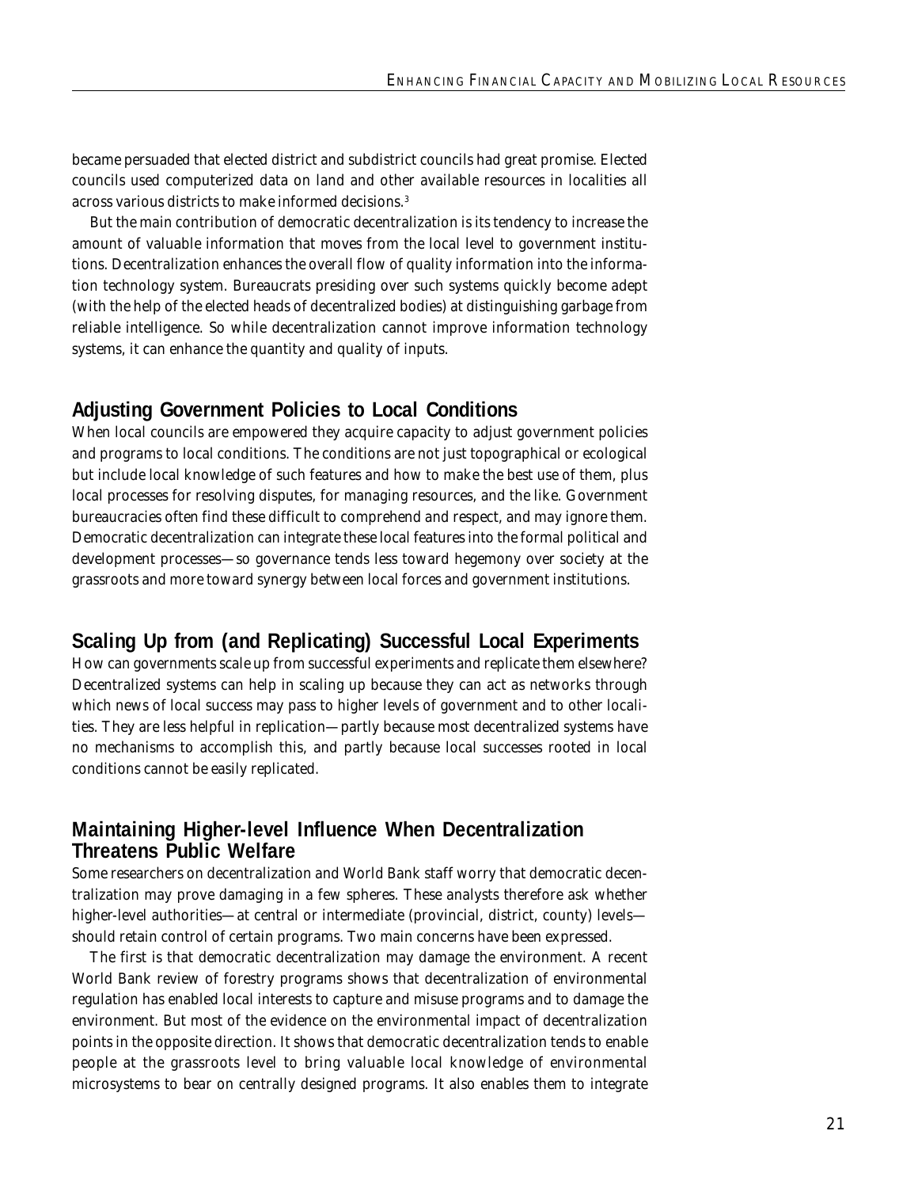became persuaded that elected district and subdistrict councils had great promise. Elected councils used computerized data on land and other available resources in localities all across various districts to make informed decisions.[3]

But the main contribution of democratic decentralization is its tendency to increase the amount of valuable information that moves from the local level to government institutions. Decentralization enhances the overall flow of quality information into the information technology system. Bureaucrats presiding over such systems quickly become adept (with the help of the elected heads of decentralized bodies) at distinguishing garbage from reliable intelligence. So while decentralization cannot improve information technology systems, it can enhance the quantity and quality of inputs.

## Adjusting Government Policies to Local Conditions

When local councils are empowered they acquire capacity to adjust government policies and programs to local conditions. The conditions are not just topographical or ecological but include local knowledge of such features and how to make the best use of them, plus local processes for resolving disputes, for managing resources, and the like. Government bureaucracies often find these difficult to comprehend and respect, and may ignore them. Democratic decentralization can integrate these local features into the formal political and development processes—so governance tends less toward hegemony over society at the grassroots and more toward synergy between local forces and government institutions.

## Scaling Up from (and Replicating) Successful Local Experiments

How can governments scale up from successful experiments and replicate them elsewhere? Decentralized systems can help in scaling up because they can act as networks through which news of local success may pass to higher levels of government and to other localities. They are less helpful in replication—partly because most decentralized systems have no mechanisms to accomplish this, and partly because local successes rooted in local conditions cannot be easily replicated.

## Maintaining Higher-level Influence When Decentralization Threatens Public Welfare

Some researchers on decentralization and World Bank staff worry that democratic decentralization may prove damaging in a few spheres. These analysts therefore ask whether higher-level authorities—at central or intermediate (provincial, district, county) levels—should retain control of certain programs. Two main concerns have been expressed.

The first is that democratic decentralization may damage the environment. A recent World Bank review of forestry programs shows that decentralization of environmental regulation has enabled local interests to capture and misuse programs and to damage the environment. But most of the evidence on the environmental impact of decentralization points in the opposite direction. It shows that democratic decentralization tends to enable people at the grassroots level to bring valuable local knowledge of environmental microsystems to bear on centrally designed programs. It also enables them to integrate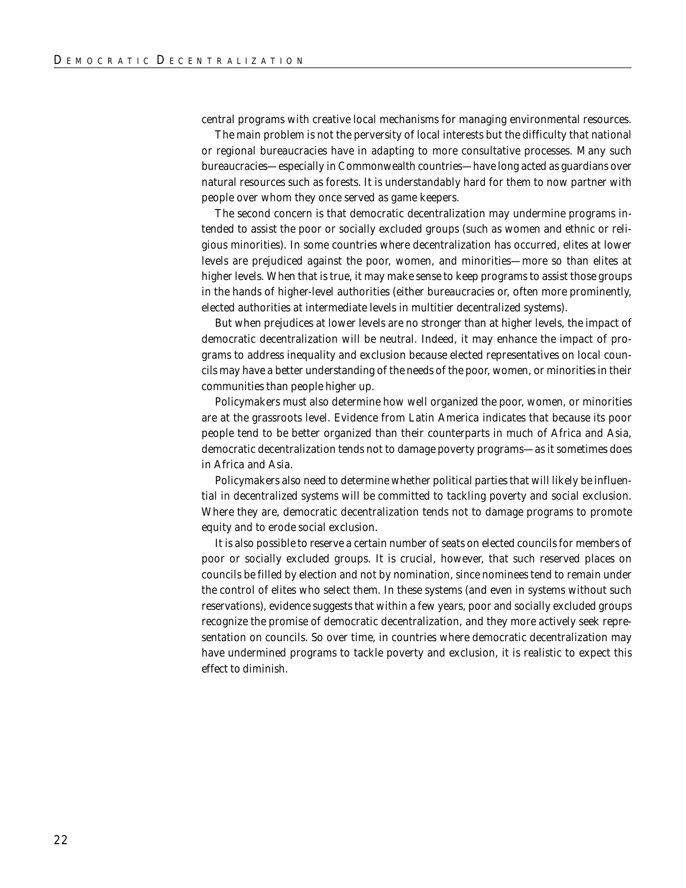central programs with creative local mechanisms for managing environmental resources.

The main problem is not the perversity of local interests but the difficulty that national or regional bureaucracies have in adapting to more consultative processes. Many such bureaucracies—especially in Commonwealth countries—have long acted as guardians over natural resources such as forests. It is understandably hard for them to now partner with people over whom they once served as game keepers.

The second concern is that democratic decentralization may undermine programs intended to assist the poor or socially excluded groups (such as women and ethnic or religious minorities). In some countries where decentralization has occurred, elites at lower levels are prejudiced against the poor, women, and minorities—more so than elites at higher levels. When that is true, it may make sense to keep programs to assist those groups in the hands of higher-level authorities (either bureaucracies or, often more prominently, elected authorities at intermediate levels in multitier decentralized systems).

But when prejudices at lower levels are no stronger than at higher levels, the impact of democratic decentralization will be neutral. Indeed, it may enhance the impact of programs to address inequality and exclusion because elected representatives on local councils may have a better understanding of the needs of the poor, women, or minorities in their communities than people higher up.

Policymakers must also determine how well organized the poor, women, or minorities are at the grassroots level. Evidence from Latin America indicates that because its poor people tend to be better organized than their counterparts in much of Africa and Asia, democratic decentralization tends not to damage poverty programs—as it sometimes does in Africa and Asia.

Policymakers also need to determine whether political parties that will likely be influential in decentralized systems will be committed to tackling poverty and social exclusion. Where they are, democratic decentralization tends not to damage programs to promote equity and to erode social exclusion.

It is also possible to reserve a certain number of seats on elected councils for members of poor or socially excluded groups. It is crucial, however, that such reserved places on councils be filled by election and not by nomination, since nominees tend to remain under the control of elites who select them. In these systems (and even in systems without such reservations), evidence suggests that within a few years, poor and socially excluded groups recognize the promise of democratic decentralization, and they more actively seek representation on councils. So over time, in countries where democratic decentralization may have undermined programs to tackle poverty and exclusion, it is realistic to expect this effect to diminish.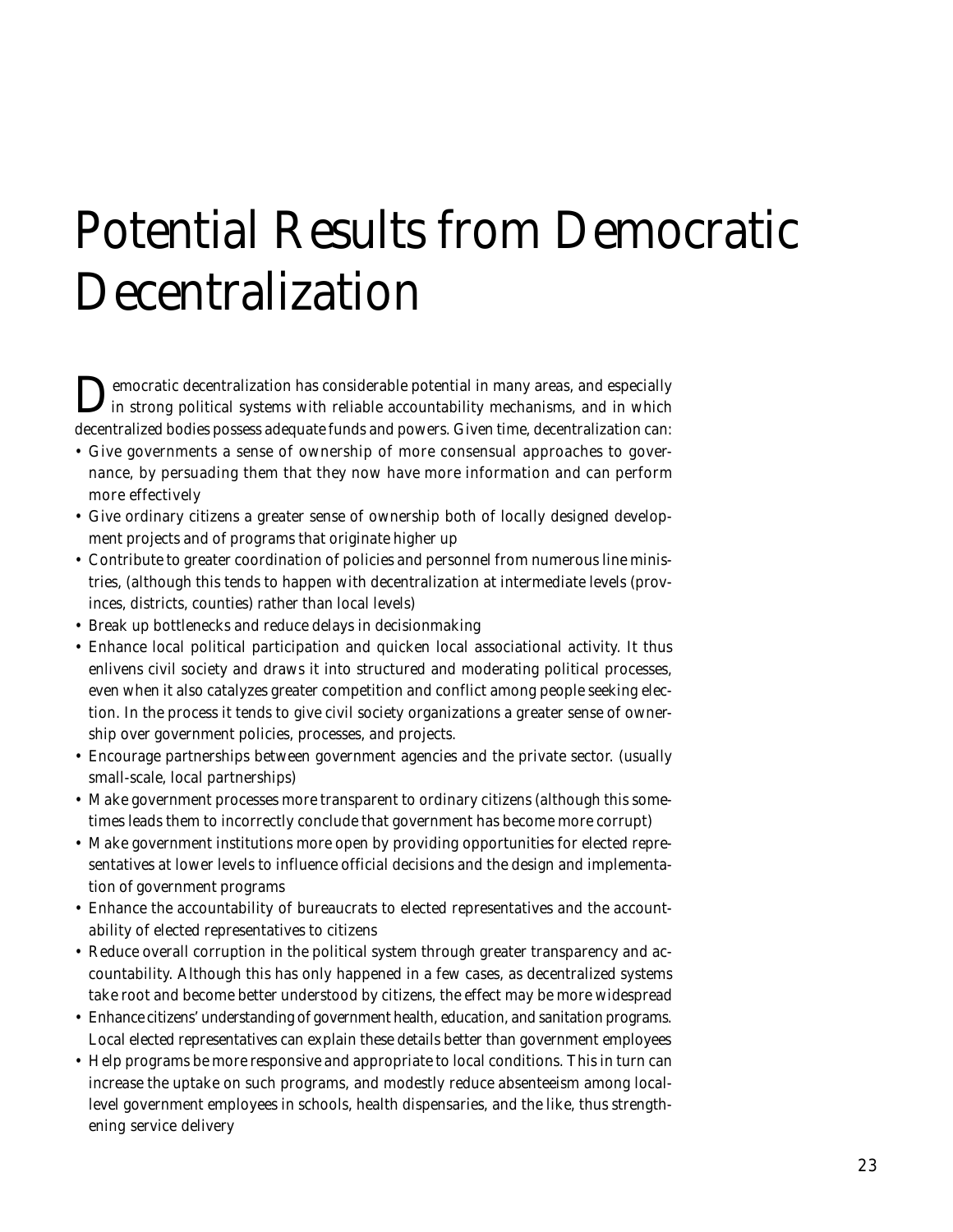# Potential Results from Democratic Decentralization

Democratic decentralization has considerable potential in many areas, and especially in strong political systems with reliable accountability mechanisms, and in which decentralized bodies possess adequate funds and powers. Given time, decentralization can:

- Give governments a sense of ownership of more consensual approaches to governance, by persuading them that they now have more information and can perform more effectively
- Give ordinary citizens a greater sense of ownership both of locally designed development projects and of programs that originate higher up
- Contribute to greater coordination of policies and personnel from numerous line ministries, (although this tends to happen with decentralization at intermediate levels (provinces, districts, counties) rather than local levels)
- Break up bottlenecks and reduce delays in decisionmaking
- Enhance local political participation and quicken local associational activity. It thus enlivens civil society and draws it into structured and moderating political processes, even when it also catalyzes greater competition and conflict among people seeking election. In the process it tends to give civil society organizations a greater sense of ownership over government policies, processes, and projects.
- Encourage partnerships between government agencies and the private sector. (usually small-scale, local partnerships)
- Make government processes more transparent to ordinary citizens (although this sometimes leads them to incorrectly conclude that government has become more corrupt)
- Make government institutions more open by providing opportunities for elected representatives at lower levels to influence official decisions and the design and implementation of government programs
- Enhance the accountability of bureaucrats to elected representatives and the accountability of elected representatives to citizens
- Reduce overall corruption in the political system through greater transparency and accountability. Although this has only happened in a few cases, as decentralized systems take root and become better understood by citizens, the effect may be more widespread
- Enhance citizens' understanding of government health, education, and sanitation programs. Local elected representatives can explain these details better than government employees
- Help programs be more responsive and appropriate to local conditions. This in turn can increase the uptake on such programs, and modestly reduce absenteeism among local-level government employees in schools, health dispensaries, and the like, thus strengthening service delivery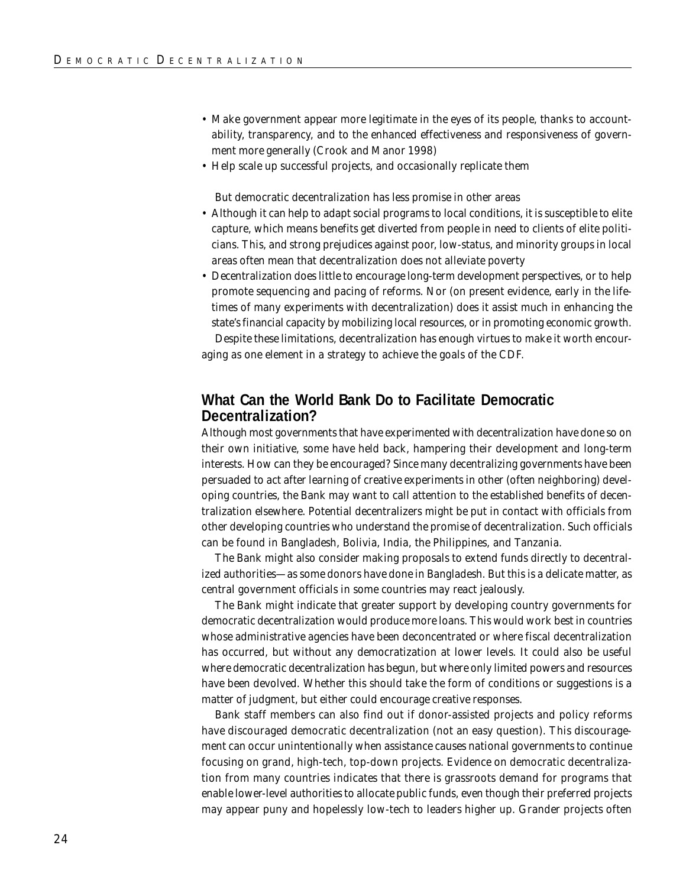- Make government appear more legitimate in the eyes of its people, thanks to accountability, transparency, and to the enhanced effectiveness and responsiveness of government more generally (Crook and Manor 1998)
- Help scale up successful projects, and occasionally replicate them

But democratic decentralization has less promise in other areas

- Although it can help to adapt social programs to local conditions, it is susceptible to elite capture, which means benefits get diverted from people in need to clients of elite politicians. This, and strong prejudices against poor, low-status, and minority groups in local areas often mean that decentralization does not alleviate poverty
- Decentralization does little to encourage long-term development perspectives, or to help promote sequencing and pacing of reforms. Nor (on present evidence, early in the lifetimes of many experiments with decentralization) does it assist much in enhancing the state's financial capacity by mobilizing local resources, or in promoting economic growth.

Despite these limitations, decentralization has enough virtues to make it worth encouraging as one element in a strategy to achieve the goals of the CDF.

## What Can the World Bank Do to Facilitate Democratic Decentralization?

Although most governments that have experimented with decentralization have done so on their own initiative, some have held back, hampering their development and long-term interests. How can they be encouraged? Since many decentralizing governments have been persuaded to act after learning of creative experiments in other (often neighboring) developing countries, the Bank may want to call attention to the established benefits of decentralization elsewhere. Potential decentralizers might be put in contact with officials from other developing countries who understand the promise of decentralization. Such officials can be found in Bangladesh, Bolivia, India, the Philippines, and Tanzania.

The Bank might also consider making proposals to extend funds directly to decentralized authorities—as some donors have done in Bangladesh. But this is a delicate matter, as central government officials in some countries may react jealously.

The Bank might indicate that greater support by developing country governments for democratic decentralization would produce more loans. This would work best in countries whose administrative agencies have been deconcentrated or where fiscal decentralization has occurred, but without any democratization at lower levels. It could also be useful where democratic decentralization has begun, but where only limited powers and resources have been devolved. Whether this should take the form of conditions or suggestions is a matter of judgment, but either could encourage creative responses.

Bank staff members can also find out if donor-assisted projects and policy reforms have discouraged democratic decentralization (not an easy question). This discouragement can occur unintentionally when assistance causes national governments to continue focusing on grand, high-tech, top-down projects. Evidence on democratic decentralization from many countries indicates that there is grassroots demand for programs that enable lower-level authorities to allocate public funds, even though their preferred projects may appear puny and hopelessly low-tech to leaders higher up. Grander projects often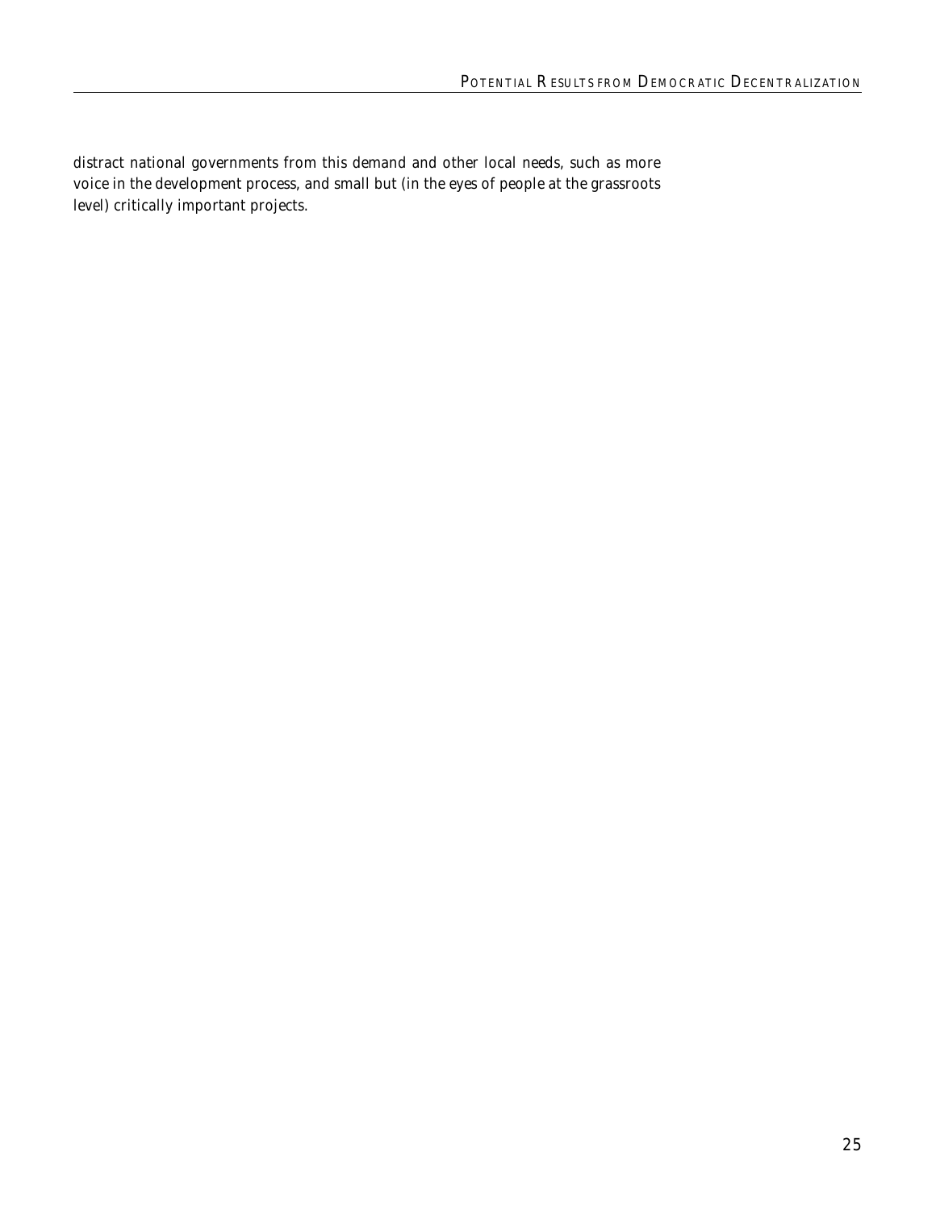distract national governments from this demand and other local needs, such as more voice in the development process, and small but (in the eyes of people at the grassroots level) critically important projects.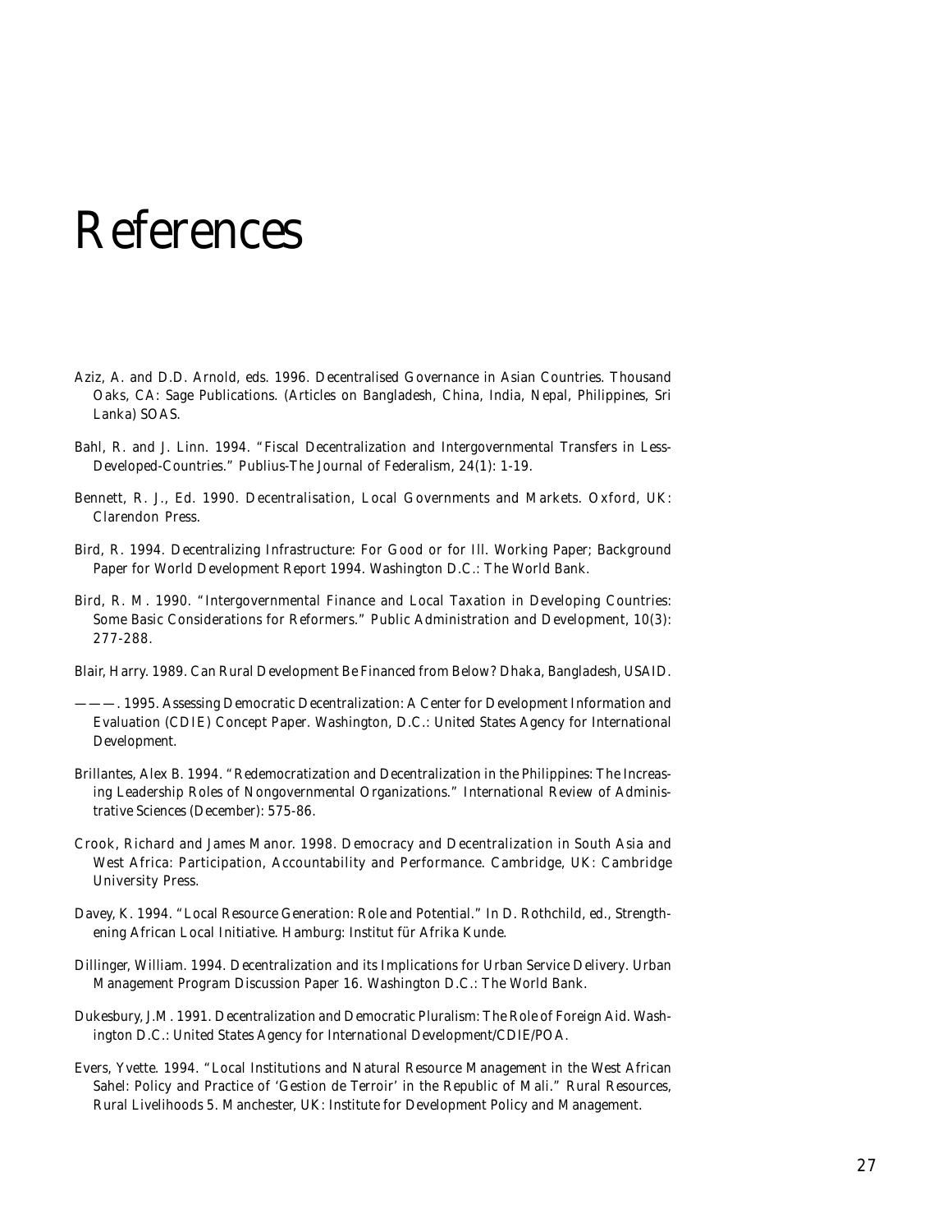# References

Aziz, A. and D.D. Arnold, eds. 1996. Decentralised Governance in Asian Countries. Thousand Oaks, CA: Sage Publications. (Articles on Bangladesh, China, India, Nepal, Philippines, Sri Lanka) SOAS.

Bahl, R. and J. Linn. 1994. "Fiscal Decentralization and Intergovernmental Transfers in Less-Developed-Countries." Publius-The Journal of Federalism, 24(1): 1-19.

Bennett, R. J., Ed. 1990. Decentralisation, Local Governments and Markets. Oxford, UK: Clarendon Press.

Bird, R. 1994. Decentralizing Infrastructure: For Good or for Ill. Working Paper; Background Paper for World Development Report 1994. Washington D.C.: The World Bank.

Bird, R. M. 1990. "Intergovernmental Finance and Local Taxation in Developing Countries: Some Basic Considerations for Reformers." Public Administration and Development, 10(3): 277-288.

Blair, Harry. 1989. Can Rural Development Be Financed from Below? Dhaka, Bangladesh, USAID.

———. 1995. Assessing Democratic Decentralization: A Center for Development Information and Evaluation (CDIE) Concept Paper. Washington, D.C.: United States Agency for International Development.

Brillantes, Alex B. 1994. "Redemocratization and Decentralization in the Philippines: The Increasing Leadership Roles of Nongovernmental Organizations." International Review of Administrative Sciences (December): 575-86.

Crook, Richard and James Manor. 1998. Democracy and Decentralization in South Asia and West Africa: Participation, Accountability and Performance. Cambridge, UK: Cambridge University Press.

Davey, K. 1994. "Local Resource Generation: Role and Potential." In D. Rothchild, ed., Strengthening African Local Initiative. Hamburg: Institut für Afrika Kunde.

Dillinger, William. 1994. Decentralization and its Implications for Urban Service Delivery. Urban Management Program Discussion Paper 16. Washington D.C.: The World Bank.

Dukesbury, J.M. 1991. Decentralization and Democratic Pluralism: The Role of Foreign Aid. Washington D.C.: United States Agency for International Development/CDIE/POA.

Evers, Yvette. 1994. "Local Institutions and Natural Resource Management in the West African Sahel: Policy and Practice of 'Gestion de Terroir' in the Republic of Mali." Rural Resources, Rural Livelihoods 5. Manchester, UK: Institute for Development Policy and Management.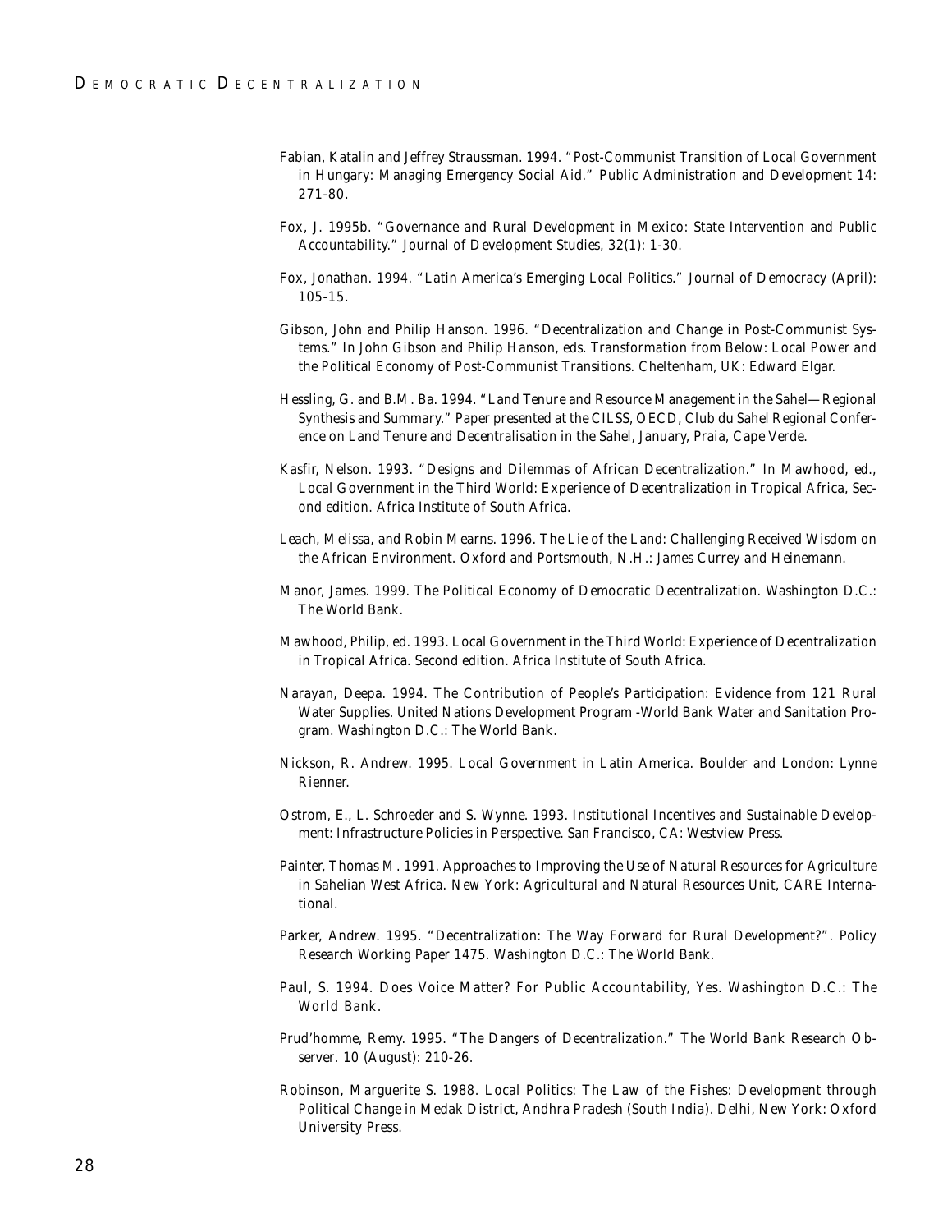Fabian, Katalin and Jeffrey Straussman. 1994. "Post-Communist Transition of Local Government in Hungary: Managing Emergency Social Aid." Public Administration and Development 14: 271-80.

Fox, J. 1995b. "Governance and Rural Development in Mexico: State Intervention and Public Accountability." Journal of Development Studies, 32(1): 1-30.

Fox, Jonathan. 1994. "Latin America's Emerging Local Politics." Journal of Democracy (April): 105-15.

Gibson, John and Philip Hanson. 1996. "Decentralization and Change in Post-Communist Systems." In John Gibson and Philip Hanson, eds. Transformation from Below: Local Power and the Political Economy of Post-Communist Transitions. Cheltenham, UK: Edward Elgar.

Hessling, G. and B.M. Ba. 1994. "Land Tenure and Resource Management in the Sahel—Regional Synthesis and Summary." Paper presented at the CILSS, OECD, Club du Sahel Regional Conference on Land Tenure and Decentralisation in the Sahel, January, Praia, Cape Verde.

Kasfir, Nelson. 1993. "Designs and Dilemmas of African Decentralization." In Mawhood, ed., Local Government in the Third World: Experience of Decentralization in Tropical Africa, Second edition. Africa Institute of South Africa.

Leach, Melissa, and Robin Mearns. 1996. The Lie of the Land: Challenging Received Wisdom on the African Environment. Oxford and Portsmouth, N.H.: James Currey and Heinemann.

Manor, James. 1999. The Political Economy of Democratic Decentralization. Washington D.C.: The World Bank.

Mawhood, Philip, ed. 1993. Local Government in the Third World: Experience of Decentralization in Tropical Africa. Second edition. Africa Institute of South Africa.

Narayan, Deepa. 1994. The Contribution of People's Participation: Evidence from 121 Rural Water Supplies. United Nations Development Program -World Bank Water and Sanitation Program. Washington D.C.: The World Bank.

Nickson, R. Andrew. 1995. Local Government in Latin America. Boulder and London: Lynne Rienner.

Ostrom, E., L. Schroeder and S. Wynne. 1993. Institutional Incentives and Sustainable Development: Infrastructure Policies in Perspective. San Francisco, CA: Westview Press.

Painter, Thomas M. 1991. Approaches to Improving the Use of Natural Resources for Agriculture in Sahelian West Africa. New York: Agricultural and Natural Resources Unit, CARE International.

Parker, Andrew. 1995. "Decentralization: The Way Forward for Rural Development?". Policy Research Working Paper 1475. Washington D.C.: The World Bank.

Paul, S. 1994. Does Voice Matter? For Public Accountability, Yes. Washington D.C.: The World Bank.

Prud'homme, Remy. 1995. "The Dangers of Decentralization." The World Bank Research Observer. 10 (August): 210-26.

Robinson, Marguerite S. 1988. Local Politics: The Law of the Fishes: Development through Political Change in Medak District, Andhra Pradesh (South India). Delhi, New York: Oxford University Press.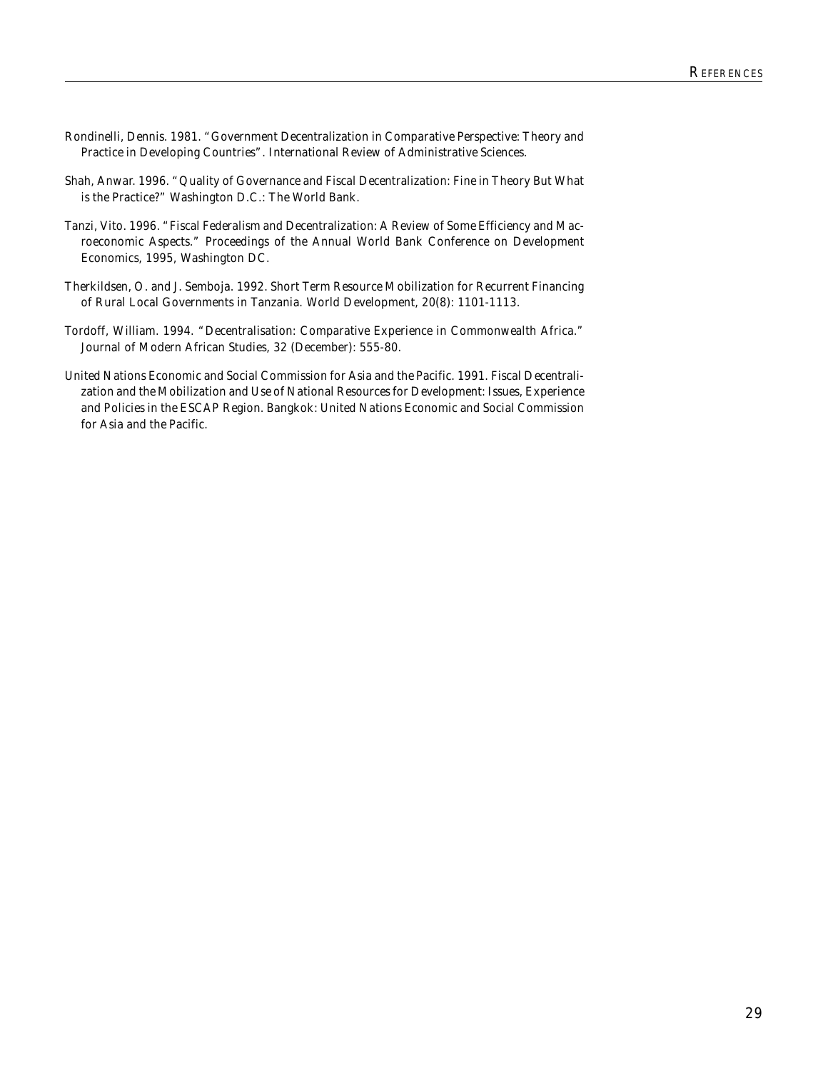Rondinelli, Dennis. 1981. "Government Decentralization in Comparative Perspective: Theory and Practice in Developing Countries". International Review of Administrative Sciences.

Shah, Anwar. 1996. "Quality of Governance and Fiscal Decentralization: Fine in Theory But What is the Practice?" Washington D.C.: The World Bank.

Tanzi, Vito. 1996. "Fiscal Federalism and Decentralization: A Review of Some Efficiency and Macroeconomic Aspects." Proceedings of the Annual World Bank Conference on Development Economics, 1995, Washington DC.

Therkildsen, O. and J. Semboja. 1992. Short Term Resource Mobilization for Recurrent Financing of Rural Local Governments in Tanzania. World Development, 20(8): 1101-1113.

Tordoff, William. 1994. "Decentralisation: Comparative Experience in Commonwealth Africa." Journal of Modern African Studies, 32 (December): 555-80.

United Nations Economic and Social Commission for Asia and the Pacific. 1991. Fiscal Decentralization and the Mobilization and Use of National Resources for Development: Issues, Experience and Policies in the ESCAP Region. Bangkok: United Nations Economic and Social Commission for Asia and the Pacific.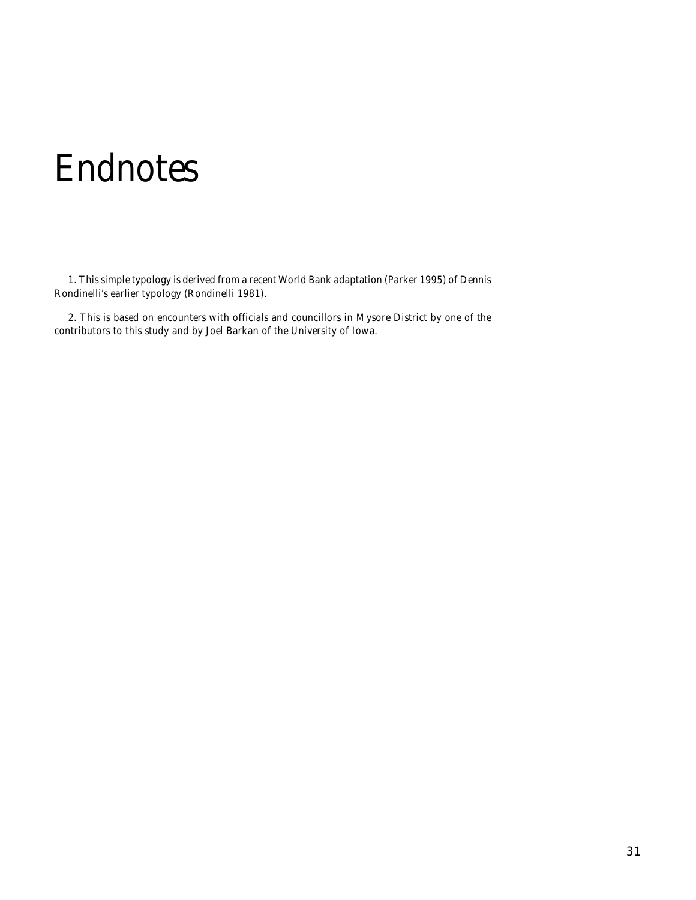# Endnotes

1. This simple typology is derived from a recent World Bank adaptation (Parker 1995) of Dennis Rondinelli's earlier typology (Rondinelli 1981).

2. This is based on encounters with officials and councillors in Mysore District by one of the contributors to this study and by Joel Barkan of the University of Iowa.